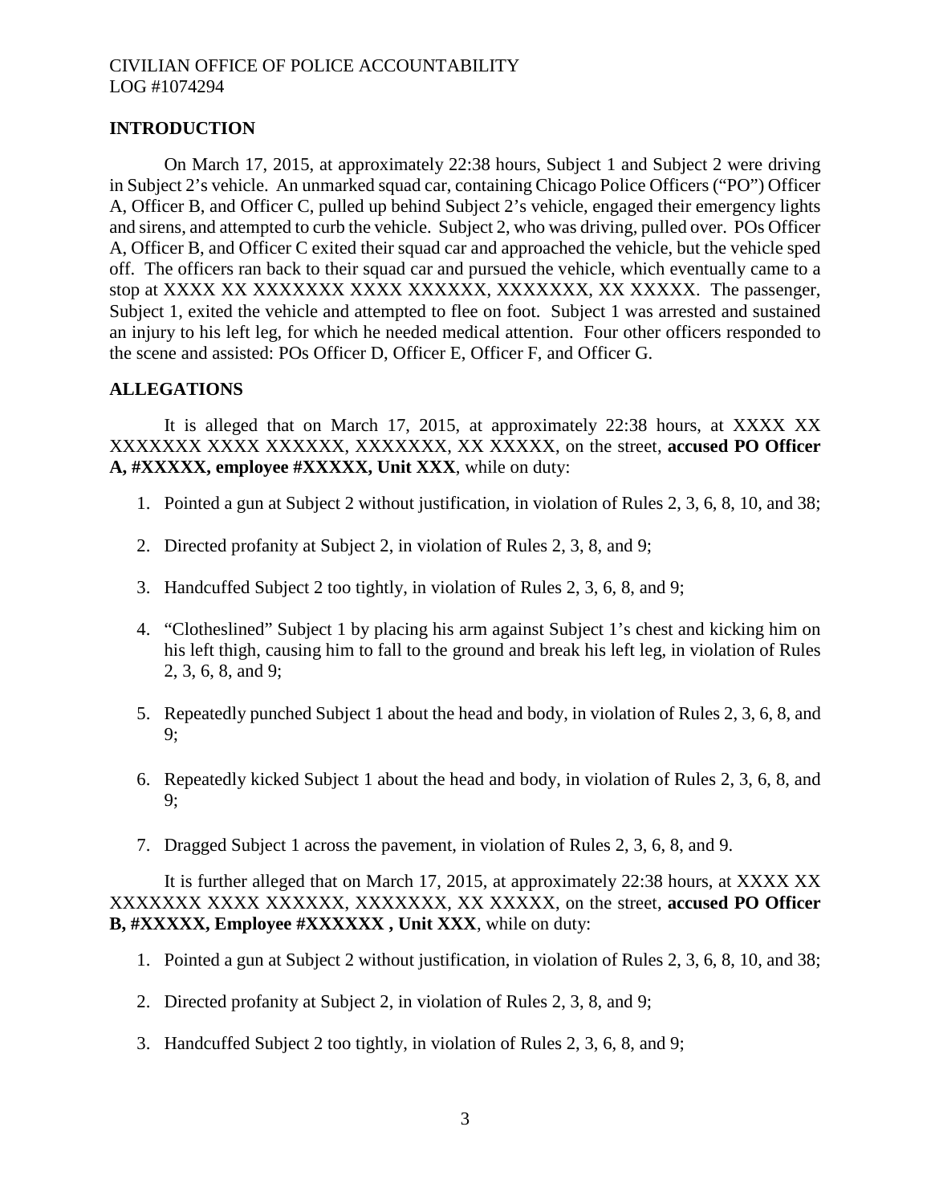CIVILIAN OFFICE OF POLICE ACCOUNTABILITY
LOG #1074294

## INTRODUCTION

On March 17, 2015, at approximately 22:38 hours, Subject 1 and Subject 2 were driving in Subject 2's vehicle. An unmarked squad car, containing Chicago Police Officers ("PO") Officer A, Officer B, and Officer C, pulled up behind Subject 2's vehicle, engaged their emergency lights and sirens, and attempted to curb the vehicle. Subject 2, who was driving, pulled over. POs Officer A, Officer B, and Officer C exited their squad car and approached the vehicle, but the vehicle sped off. The officers ran back to their squad car and pursued the vehicle, which eventually came to a stop at XXXX XX XXXXXXX XXXX XXXXXX, XXXXXXX, XX XXXXX. The passenger, Subject 1, exited the vehicle and attempted to flee on foot. Subject 1 was arrested and sustained an injury to his left leg, for which he needed medical attention. Four other officers responded to the scene and assisted: POs Officer D, Officer E, Officer F, and Officer G.

## ALLEGATIONS

It is alleged that on March 17, 2015, at approximately 22:38 hours, at XXXX XX XXXXXXX XXXX XXXXXX, XXXXXXX, XX XXXXX, on the street, **accused PO Officer A, #XXXXX, employee #XXXXX, Unit XXX**, while on duty:

1. Pointed a gun at Subject 2 without justification, in violation of Rules 2, 3, 6, 8, 10, and 38;

2. Directed profanity at Subject 2, in violation of Rules 2, 3, 8, and 9;

3. Handcuffed Subject 2 too tightly, in violation of Rules 2, 3, 6, 8, and 9;

4. "Clotheslined" Subject 1 by placing his arm against Subject 1's chest and kicking him on his left thigh, causing him to fall to the ground and break his left leg, in violation of Rules 2, 3, 6, 8, and 9;

5. Repeatedly punched Subject 1 about the head and body, in violation of Rules 2, 3, 6, 8, and 9;

6. Repeatedly kicked Subject 1 about the head and body, in violation of Rules 2, 3, 6, 8, and 9;

7. Dragged Subject 1 across the pavement, in violation of Rules 2, 3, 6, 8, and 9.

It is further alleged that on March 17, 2015, at approximately 22:38 hours, at XXXX XX XXXXXXX XXXX XXXXXX, XXXXXXX, XX XXXXX, on the street, **accused PO Officer B, #XXXXX, Employee #XXXXXX , Unit XXX**, while on duty:

1. Pointed a gun at Subject 2 without justification, in violation of Rules 2, 3, 6, 8, 10, and 38;

2. Directed profanity at Subject 2, in violation of Rules 2, 3, 8, and 9;

3. Handcuffed Subject 2 too tightly, in violation of Rules 2, 3, 6, 8, and 9;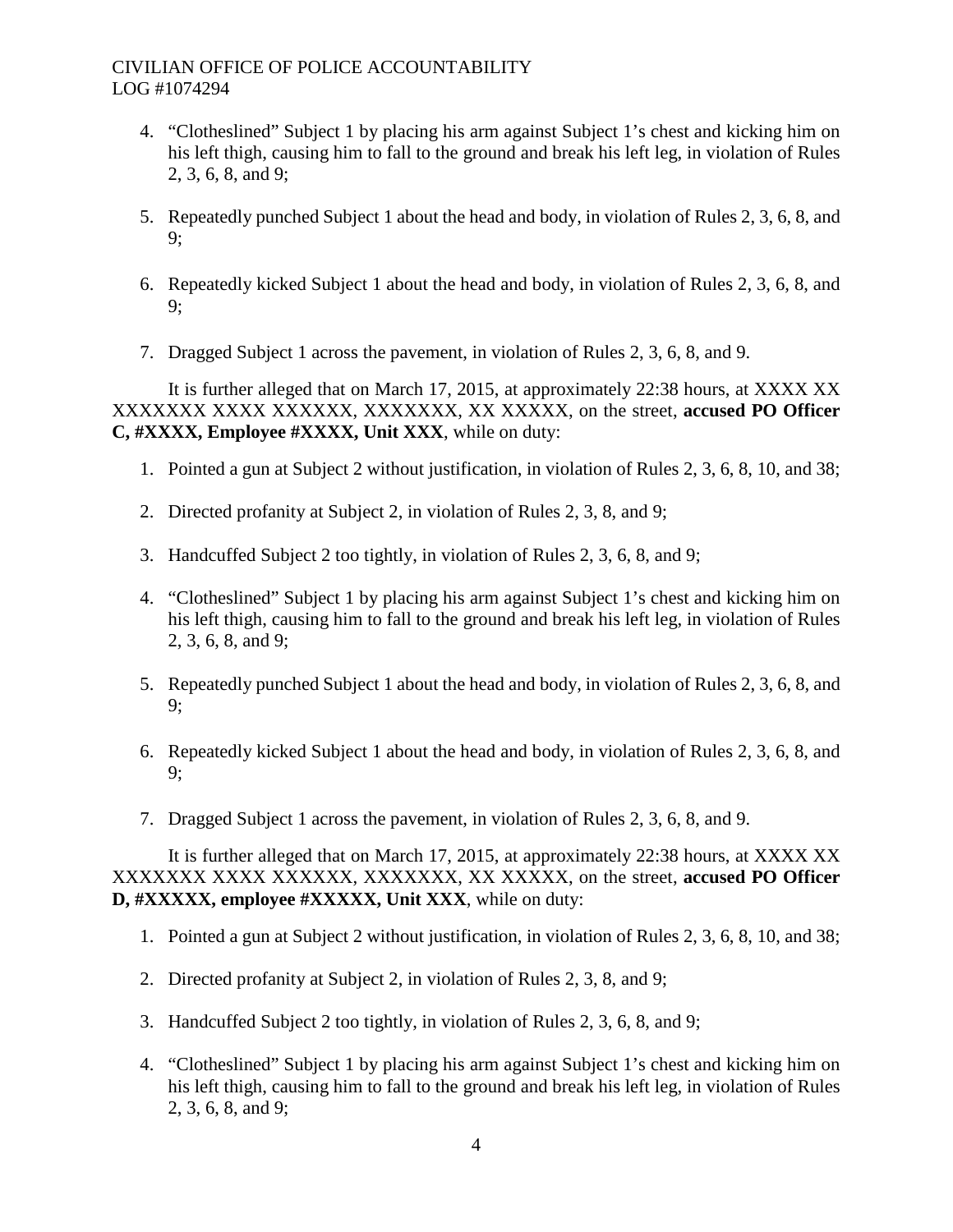4. "Clotheslined" Subject 1 by placing his arm against Subject 1's chest and kicking him on his left thigh, causing him to fall to the ground and break his left leg, in violation of Rules 2, 3, 6, 8, and 9;

5. Repeatedly punched Subject 1 about the head and body, in violation of Rules 2, 3, 6, 8, and 9;

6. Repeatedly kicked Subject 1 about the head and body, in violation of Rules 2, 3, 6, 8, and 9;

7. Dragged Subject 1 across the pavement, in violation of Rules 2, 3, 6, 8, and 9.

It is further alleged that on March 17, 2015, at approximately 22:38 hours, at XXXX XX XXXXXXX XXXX XXXXXX, XXXXXXX, XX XXXXX, on the street, **accused PO Officer C, #XXXX, Employee #XXXX, Unit XXX**, while on duty:

1. Pointed a gun at Subject 2 without justification, in violation of Rules 2, 3, 6, 8, 10, and 38;

2. Directed profanity at Subject 2, in violation of Rules 2, 3, 8, and 9;

3. Handcuffed Subject 2 too tightly, in violation of Rules 2, 3, 6, 8, and 9;

4. "Clotheslined" Subject 1 by placing his arm against Subject 1's chest and kicking him on his left thigh, causing him to fall to the ground and break his left leg, in violation of Rules 2, 3, 6, 8, and 9;

5. Repeatedly punched Subject 1 about the head and body, in violation of Rules 2, 3, 6, 8, and 9;

6. Repeatedly kicked Subject 1 about the head and body, in violation of Rules 2, 3, 6, 8, and 9;

7. Dragged Subject 1 across the pavement, in violation of Rules 2, 3, 6, 8, and 9.

It is further alleged that on March 17, 2015, at approximately 22:38 hours, at XXXX XX XXXXXXX XXXX XXXXXX, XXXXXXX, XX XXXXX, on the street, **accused PO Officer D, #XXXXX, employee #XXXXX, Unit XXX**, while on duty:

1. Pointed a gun at Subject 2 without justification, in violation of Rules 2, 3, 6, 8, 10, and 38;

2. Directed profanity at Subject 2, in violation of Rules 2, 3, 8, and 9;

3. Handcuffed Subject 2 too tightly, in violation of Rules 2, 3, 6, 8, and 9;

4. "Clotheslined" Subject 1 by placing his arm against Subject 1's chest and kicking him on his left thigh, causing him to fall to the ground and break his left leg, in violation of Rules 2, 3, 6, 8, and 9;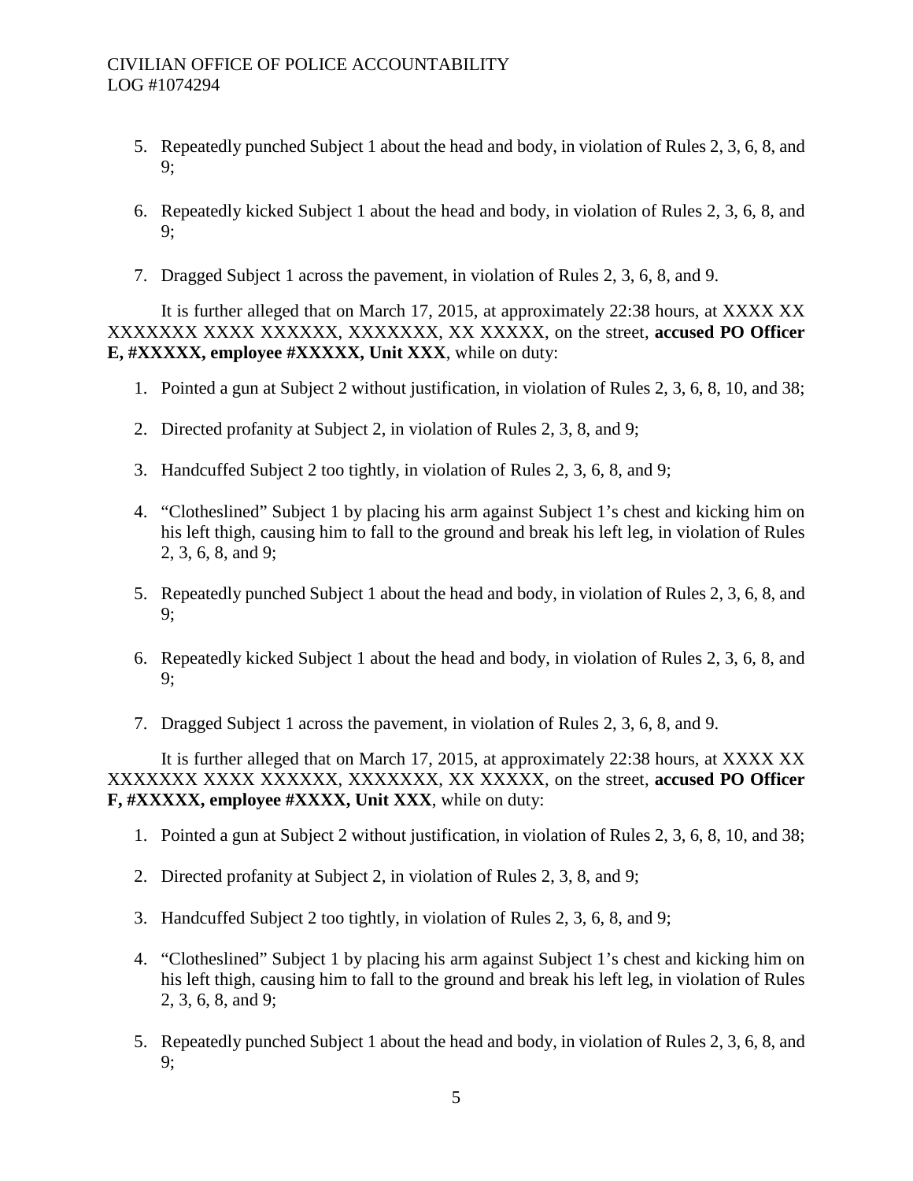5. Repeatedly punched Subject 1 about the head and body, in violation of Rules 2, 3, 6, 8, and 9;

6. Repeatedly kicked Subject 1 about the head and body, in violation of Rules 2, 3, 6, 8, and 9;

7. Dragged Subject 1 across the pavement, in violation of Rules 2, 3, 6, 8, and 9.

It is further alleged that on March 17, 2015, at approximately 22:38 hours, at XXXX XX XXXXXXX XXXX XXXXXX, XXXXXXX, XX XXXXX, on the street, **accused PO Officer E, #XXXXX, employee #XXXXX, Unit XXX**, while on duty:

1. Pointed a gun at Subject 2 without justification, in violation of Rules 2, 3, 6, 8, 10, and 38;

2. Directed profanity at Subject 2, in violation of Rules 2, 3, 8, and 9;

3. Handcuffed Subject 2 too tightly, in violation of Rules 2, 3, 6, 8, and 9;

4. "Clotheslined" Subject 1 by placing his arm against Subject 1's chest and kicking him on his left thigh, causing him to fall to the ground and break his left leg, in violation of Rules 2, 3, 6, 8, and 9;

5. Repeatedly punched Subject 1 about the head and body, in violation of Rules 2, 3, 6, 8, and 9;

6. Repeatedly kicked Subject 1 about the head and body, in violation of Rules 2, 3, 6, 8, and 9;

7. Dragged Subject 1 across the pavement, in violation of Rules 2, 3, 6, 8, and 9.

It is further alleged that on March 17, 2015, at approximately 22:38 hours, at XXXX XX XXXXXXX XXXX XXXXXX, XXXXXXX, XX XXXXX, on the street, **accused PO Officer F, #XXXXX, employee #XXXX, Unit XXX**, while on duty:

1. Pointed a gun at Subject 2 without justification, in violation of Rules 2, 3, 6, 8, 10, and 38;

2. Directed profanity at Subject 2, in violation of Rules 2, 3, 8, and 9;

3. Handcuffed Subject 2 too tightly, in violation of Rules 2, 3, 6, 8, and 9;

4. "Clotheslined" Subject 1 by placing his arm against Subject 1's chest and kicking him on his left thigh, causing him to fall to the ground and break his left leg, in violation of Rules 2, 3, 6, 8, and 9;

5. Repeatedly punched Subject 1 about the head and body, in violation of Rules 2, 3, 6, 8, and 9;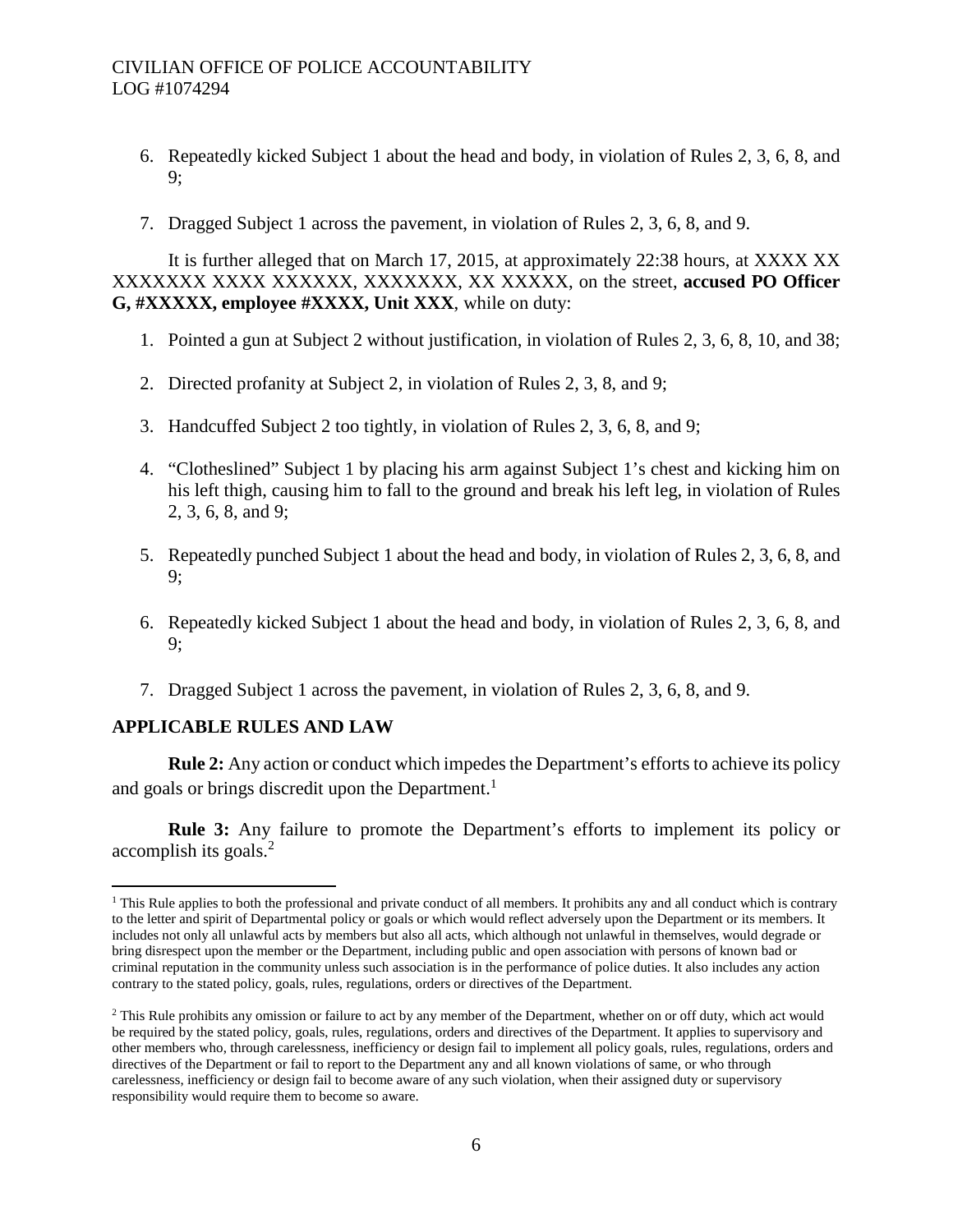6. Repeatedly kicked Subject 1 about the head and body, in violation of Rules 2, 3, 6, 8, and 9;

7. Dragged Subject 1 across the pavement, in violation of Rules 2, 3, 6, 8, and 9.

It is further alleged that on March 17, 2015, at approximately 22:38 hours, at XXXX XX XXXXXXX XXXX XXXXXX, XXXXXXX, XX XXXXX, on the street, **accused PO Officer G, #XXXXX, employee #XXXX, Unit XXX**, while on duty:

1. Pointed a gun at Subject 2 without justification, in violation of Rules 2, 3, 6, 8, 10, and 38;

2. Directed profanity at Subject 2, in violation of Rules 2, 3, 8, and 9;

3. Handcuffed Subject 2 too tightly, in violation of Rules 2, 3, 6, 8, and 9;

4. "Clotheslined" Subject 1 by placing his arm against Subject 1's chest and kicking him on his left thigh, causing him to fall to the ground and break his left leg, in violation of Rules 2, 3, 6, 8, and 9;

5. Repeatedly punched Subject 1 about the head and body, in violation of Rules 2, 3, 6, 8, and 9;

6. Repeatedly kicked Subject 1 about the head and body, in violation of Rules 2, 3, 6, 8, and 9;

7. Dragged Subject 1 across the pavement, in violation of Rules 2, 3, 6, 8, and 9.

## APPLICABLE RULES AND LAW

**Rule 2:** Any action or conduct which impedes the Department's efforts to achieve its policy and goals or brings discredit upon the Department.[1]

**Rule 3:** Any failure to promote the Department's efforts to implement its policy or accomplish its goals.[2]

---

[1] This Rule applies to both the professional and private conduct of all members. It prohibits any and all conduct which is contrary to the letter and spirit of Departmental policy or goals or which would reflect adversely upon the Department or its members. It includes not only all unlawful acts by members but also all acts, which although not unlawful in themselves, would degrade or bring disrespect upon the member or the Department, including public and open association with persons of known bad or criminal reputation in the community unless such association is in the performance of police duties. It also includes any action contrary to the stated policy, goals, rules, regulations, orders or directives of the Department.

[2] This Rule prohibits any omission or failure to act by any member of the Department, whether on or off duty, which act would be required by the stated policy, goals, rules, regulations, orders and directives of the Department. It applies to supervisory and other members who, through carelessness, inefficiency or design fail to implement all policy goals, rules, regulations, orders and directives of the Department or fail to report to the Department any and all known violations of same, or who through carelessness, inefficiency or design fail to become aware of any such violation, when their assigned duty or supervisory responsibility would require them to become so aware.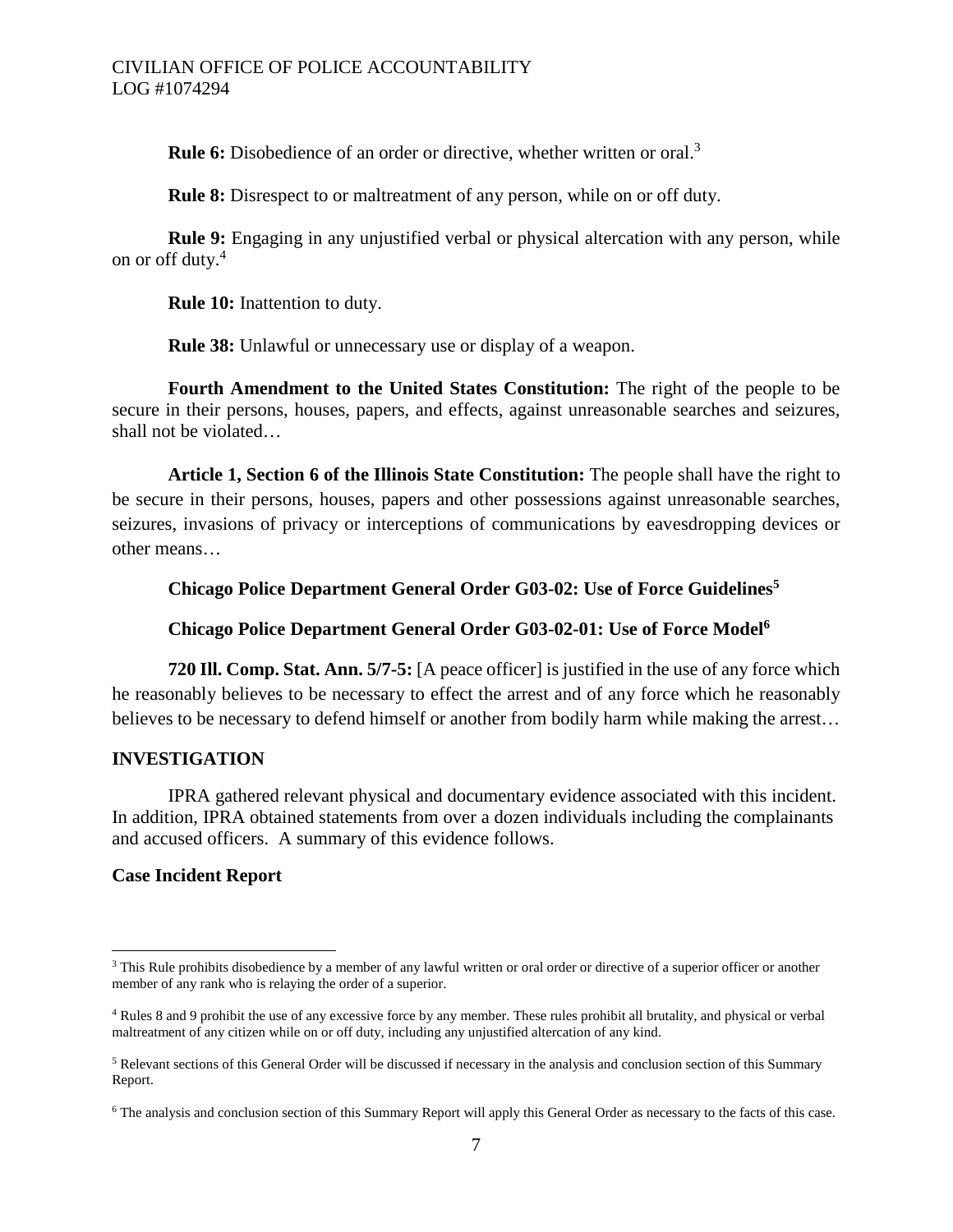**Rule 6:** Disobedience of an order or directive, whether written or oral.[3]

**Rule 8:** Disrespect to or maltreatment of any person, while on or off duty.

**Rule 9:** Engaging in any unjustified verbal or physical altercation with any person, while on or off duty.[4]

**Rule 10:** Inattention to duty.

**Rule 38:** Unlawful or unnecessary use or display of a weapon.

**Fourth Amendment to the United States Constitution:** The right of the people to be secure in their persons, houses, papers, and effects, against unreasonable searches and seizures, shall not be violated…

**Article 1, Section 6 of the Illinois State Constitution:** The people shall have the right to be secure in their persons, houses, papers and other possessions against unreasonable searches, seizures, invasions of privacy or interceptions of communications by eavesdropping devices or other means…

**Chicago Police Department General Order G03-02: Use of Force Guidelines**[5]

**Chicago Police Department General Order G03-02-01: Use of Force Model**[6]

**720 Ill. Comp. Stat. Ann. 5/7-5:** [A peace officer] is justified in the use of any force which he reasonably believes to be necessary to effect the arrest and of any force which he reasonably believes to be necessary to defend himself or another from bodily harm while making the arrest…

## INVESTIGATION

IPRA gathered relevant physical and documentary evidence associated with this incident. In addition, IPRA obtained statements from over a dozen individuals including the complainants and accused officers. A summary of this evidence follows.

### Case Incident Report

---

[3] This Rule prohibits disobedience by a member of any lawful written or oral order or directive of a superior officer or another member of any rank who is relaying the order of a superior.

[4] Rules 8 and 9 prohibit the use of any excessive force by any member. These rules prohibit all brutality, and physical or verbal maltreatment of any citizen while on or off duty, including any unjustified altercation of any kind.

[5] Relevant sections of this General Order will be discussed if necessary in the analysis and conclusion section of this Summary Report.

[6] The analysis and conclusion section of this Summary Report will apply this General Order as necessary to the facts of this case.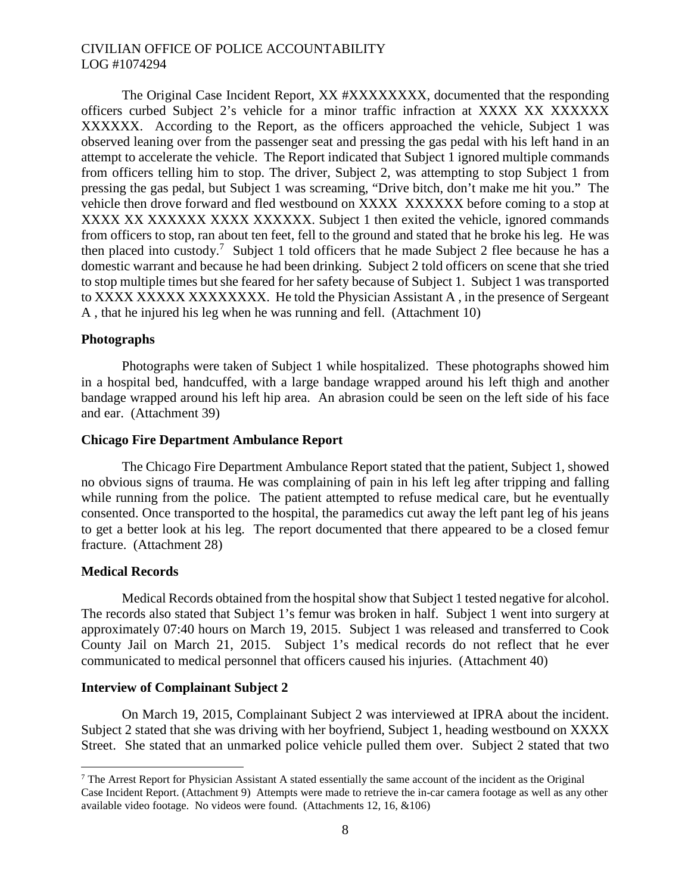The Original Case Incident Report, XX #XXXXXXXX, documented that the responding officers curbed Subject 2's vehicle for a minor traffic infraction at XXXX XX XXXXXX XXXXXX. According to the Report, as the officers approached the vehicle, Subject 1 was observed leaning over from the passenger seat and pressing the gas pedal with his left hand in an attempt to accelerate the vehicle. The Report indicated that Subject 1 ignored multiple commands from officers telling him to stop. The driver, Subject 2, was attempting to stop Subject 1 from pressing the gas pedal, but Subject 1 was screaming, "Drive bitch, don't make me hit you." The vehicle then drove forward and fled westbound on XXXX XXXXXX before coming to a stop at XXXX XX XXXXXX XXXX XXXXXX. Subject 1 then exited the vehicle, ignored commands from officers to stop, ran about ten feet, fell to the ground and stated that he broke his leg. He was then placed into custody.[7] Subject 1 told officers that he made Subject 2 flee because he has a domestic warrant and because he had been drinking. Subject 2 told officers on scene that she tried to stop multiple times but she feared for her safety because of Subject 1. Subject 1 was transported to XXXX XXXXX XXXXXXXX. He told the Physician Assistant A , in the presence of Sergeant A , that he injured his leg when he was running and fell. (Attachment 10)

**Photographs**

Photographs were taken of Subject 1 while hospitalized. These photographs showed him in a hospital bed, handcuffed, with a large bandage wrapped around his left thigh and another bandage wrapped around his left hip area. An abrasion could be seen on the left side of his face and ear. (Attachment 39)

**Chicago Fire Department Ambulance Report**

The Chicago Fire Department Ambulance Report stated that the patient, Subject 1, showed no obvious signs of trauma. He was complaining of pain in his left leg after tripping and falling while running from the police. The patient attempted to refuse medical care, but he eventually consented. Once transported to the hospital, the paramedics cut away the left pant leg of his jeans to get a better look at his leg. The report documented that there appeared to be a closed femur fracture. (Attachment 28)

**Medical Records**

Medical Records obtained from the hospital show that Subject 1 tested negative for alcohol. The records also stated that Subject 1's femur was broken in half. Subject 1 went into surgery at approximately 07:40 hours on March 19, 2015. Subject 1 was released and transferred to Cook County Jail on March 21, 2015. Subject 1's medical records do not reflect that he ever communicated to medical personnel that officers caused his injuries. (Attachment 40)

**Interview of Complainant Subject 2**

On March 19, 2015, Complainant Subject 2 was interviewed at IPRA about the incident. Subject 2 stated that she was driving with her boyfriend, Subject 1, heading westbound on XXXX Street. She stated that an unmarked police vehicle pulled them over. Subject 2 stated that two

---

[7] The Arrest Report for Physician Assistant A stated essentially the same account of the incident as the Original Case Incident Report. (Attachment 9) Attempts were made to retrieve the in-car camera footage as well as any other available video footage. No videos were found. (Attachments 12, 16, &106)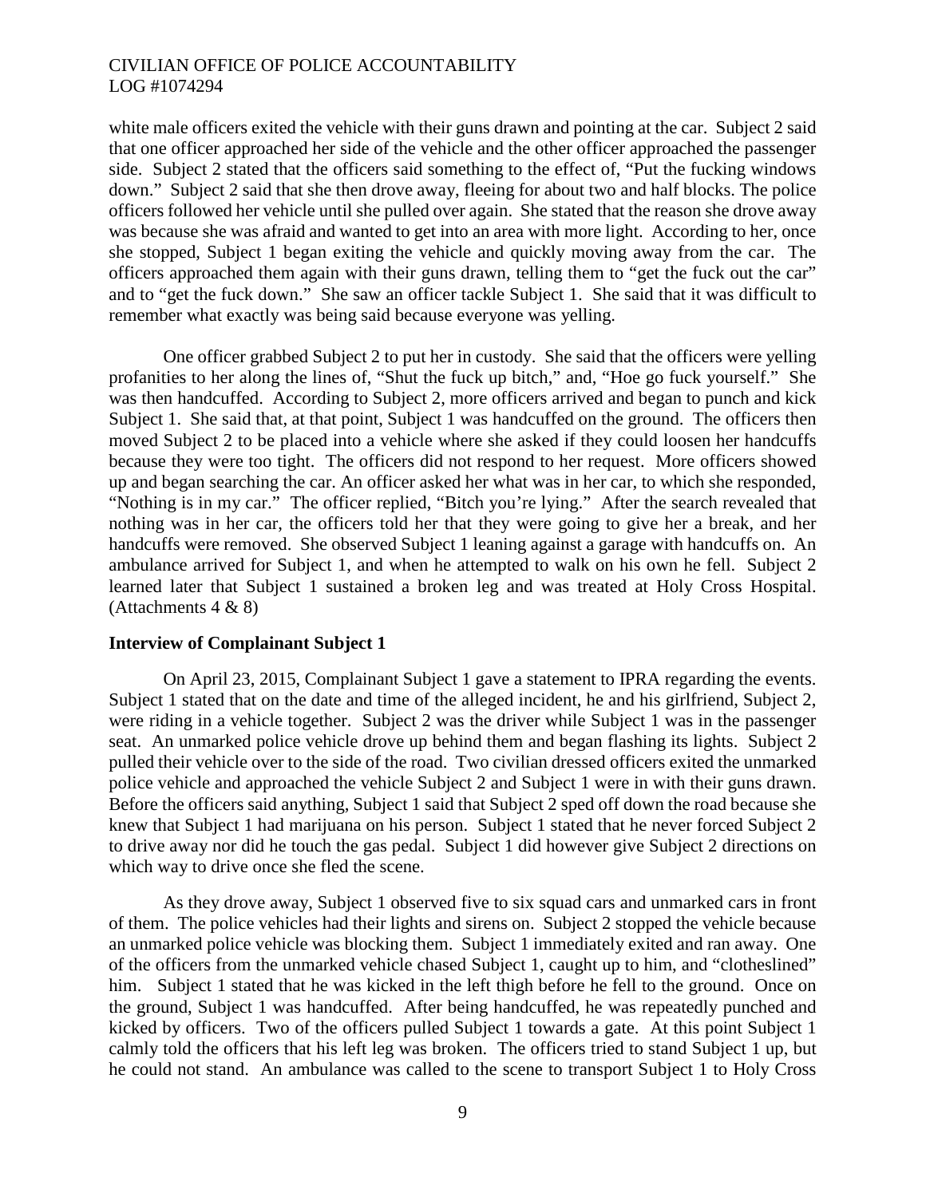white male officers exited the vehicle with their guns drawn and pointing at the car. Subject 2 said that one officer approached her side of the vehicle and the other officer approached the passenger side. Subject 2 stated that the officers said something to the effect of, "Put the fucking windows down." Subject 2 said that she then drove away, fleeing for about two and half blocks. The police officers followed her vehicle until she pulled over again. She stated that the reason she drove away was because she was afraid and wanted to get into an area with more light. According to her, once she stopped, Subject 1 began exiting the vehicle and quickly moving away from the car. The officers approached them again with their guns drawn, telling them to "get the fuck out the car" and to "get the fuck down." She saw an officer tackle Subject 1. She said that it was difficult to remember what exactly was being said because everyone was yelling.

One officer grabbed Subject 2 to put her in custody. She said that the officers were yelling profanities to her along the lines of, "Shut the fuck up bitch," and, "Hoe go fuck yourself." She was then handcuffed. According to Subject 2, more officers arrived and began to punch and kick Subject 1. She said that, at that point, Subject 1 was handcuffed on the ground. The officers then moved Subject 2 to be placed into a vehicle where she asked if they could loosen her handcuffs because they were too tight. The officers did not respond to her request. More officers showed up and began searching the car. An officer asked her what was in her car, to which she responded, "Nothing is in my car." The officer replied, "Bitch you're lying." After the search revealed that nothing was in her car, the officers told her that they were going to give her a break, and her handcuffs were removed. She observed Subject 1 leaning against a garage with handcuffs on. An ambulance arrived for Subject 1, and when he attempted to walk on his own he fell. Subject 2 learned later that Subject 1 sustained a broken leg and was treated at Holy Cross Hospital. (Attachments 4 & 8)

**Interview of Complainant Subject 1**

On April 23, 2015, Complainant Subject 1 gave a statement to IPRA regarding the events. Subject 1 stated that on the date and time of the alleged incident, he and his girlfriend, Subject 2, were riding in a vehicle together. Subject 2 was the driver while Subject 1 was in the passenger seat. An unmarked police vehicle drove up behind them and began flashing its lights. Subject 2 pulled their vehicle over to the side of the road. Two civilian dressed officers exited the unmarked police vehicle and approached the vehicle Subject 2 and Subject 1 were in with their guns drawn. Before the officers said anything, Subject 1 said that Subject 2 sped off down the road because she knew that Subject 1 had marijuana on his person. Subject 1 stated that he never forced Subject 2 to drive away nor did he touch the gas pedal. Subject 1 did however give Subject 2 directions on which way to drive once she fled the scene.

As they drove away, Subject 1 observed five to six squad cars and unmarked cars in front of them. The police vehicles had their lights and sirens on. Subject 2 stopped the vehicle because an unmarked police vehicle was blocking them. Subject 1 immediately exited and ran away. One of the officers from the unmarked vehicle chased Subject 1, caught up to him, and "clotheslined" him. Subject 1 stated that he was kicked in the left thigh before he fell to the ground. Once on the ground, Subject 1 was handcuffed. After being handcuffed, he was repeatedly punched and kicked by officers. Two of the officers pulled Subject 1 towards a gate. At this point Subject 1 calmly told the officers that his left leg was broken. The officers tried to stand Subject 1 up, but he could not stand. An ambulance was called to the scene to transport Subject 1 to Holy Cross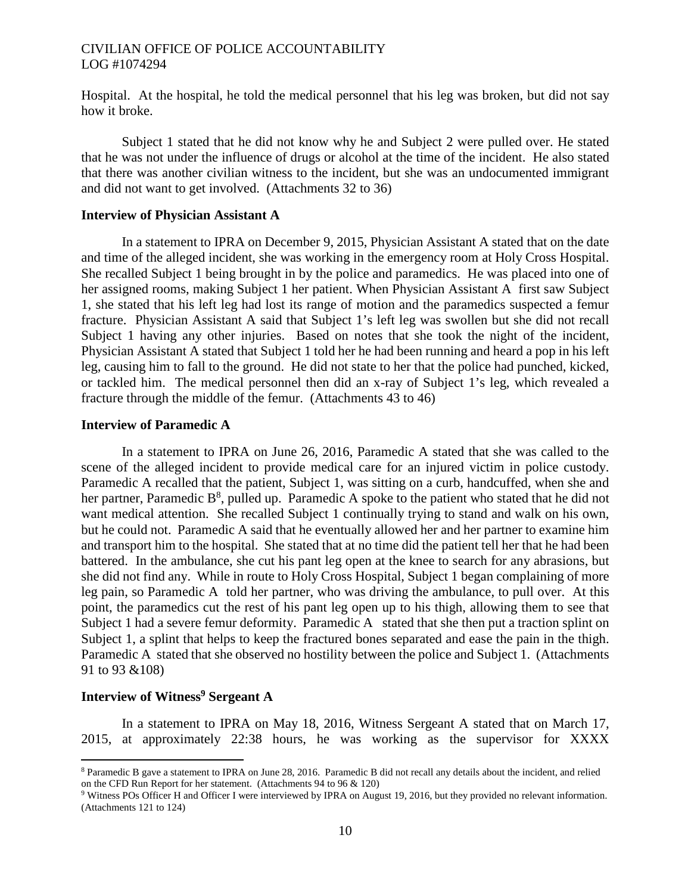Hospital. At the hospital, he told the medical personnel that his leg was broken, but did not say how it broke.

Subject 1 stated that he did not know why he and Subject 2 were pulled over. He stated that he was not under the influence of drugs or alcohol at the time of the incident. He also stated that there was another civilian witness to the incident, but she was an undocumented immigrant and did not want to get involved. (Attachments 32 to 36)

**Interview of Physician Assistant A**

In a statement to IPRA on December 9, 2015, Physician Assistant A stated that on the date and time of the alleged incident, she was working in the emergency room at Holy Cross Hospital. She recalled Subject 1 being brought in by the police and paramedics. He was placed into one of her assigned rooms, making Subject 1 her patient. When Physician Assistant A first saw Subject 1, she stated that his left leg had lost its range of motion and the paramedics suspected a femur fracture. Physician Assistant A said that Subject 1's left leg was swollen but she did not recall Subject 1 having any other injuries. Based on notes that she took the night of the incident, Physician Assistant A stated that Subject 1 told her he had been running and heard a pop in his left leg, causing him to fall to the ground. He did not state to her that the police had punched, kicked, or tackled him. The medical personnel then did an x-ray of Subject 1's leg, which revealed a fracture through the middle of the femur. (Attachments 43 to 46)

**Interview of Paramedic A**

In a statement to IPRA on June 26, 2016, Paramedic A stated that she was called to the scene of the alleged incident to provide medical care for an injured victim in police custody. Paramedic A recalled that the patient, Subject 1, was sitting on a curb, handcuffed, when she and her partner, Paramedic B[8], pulled up. Paramedic A spoke to the patient who stated that he did not want medical attention. She recalled Subject 1 continually trying to stand and walk on his own, but he could not. Paramedic A said that he eventually allowed her and her partner to examine him and transport him to the hospital. She stated that at no time did the patient tell her that he had been battered. In the ambulance, she cut his pant leg open at the knee to search for any abrasions, but she did not find any. While in route to Holy Cross Hospital, Subject 1 began complaining of more leg pain, so Paramedic A told her partner, who was driving the ambulance, to pull over. At this point, the paramedics cut the rest of his pant leg open up to his thigh, allowing them to see that Subject 1 had a severe femur deformity. Paramedic A stated that she then put a traction splint on Subject 1, a splint that helps to keep the fractured bones separated and ease the pain in the thigh. Paramedic A stated that she observed no hostility between the police and Subject 1. (Attachments 91 to 93 &108)

**Interview of Witness[9] Sergeant A**

In a statement to IPRA on May 18, 2016, Witness Sergeant A stated that on March 17, 2015, at approximately 22:38 hours, he was working as the supervisor for XXXX

---

[8] Paramedic B gave a statement to IPRA on June 28, 2016. Paramedic B did not recall any details about the incident, and relied on the CFD Run Report for her statement. (Attachments 94 to 96 & 120)

[9] Witness POs Officer H and Officer I were interviewed by IPRA on August 19, 2016, but they provided no relevant information. (Attachments 121 to 124)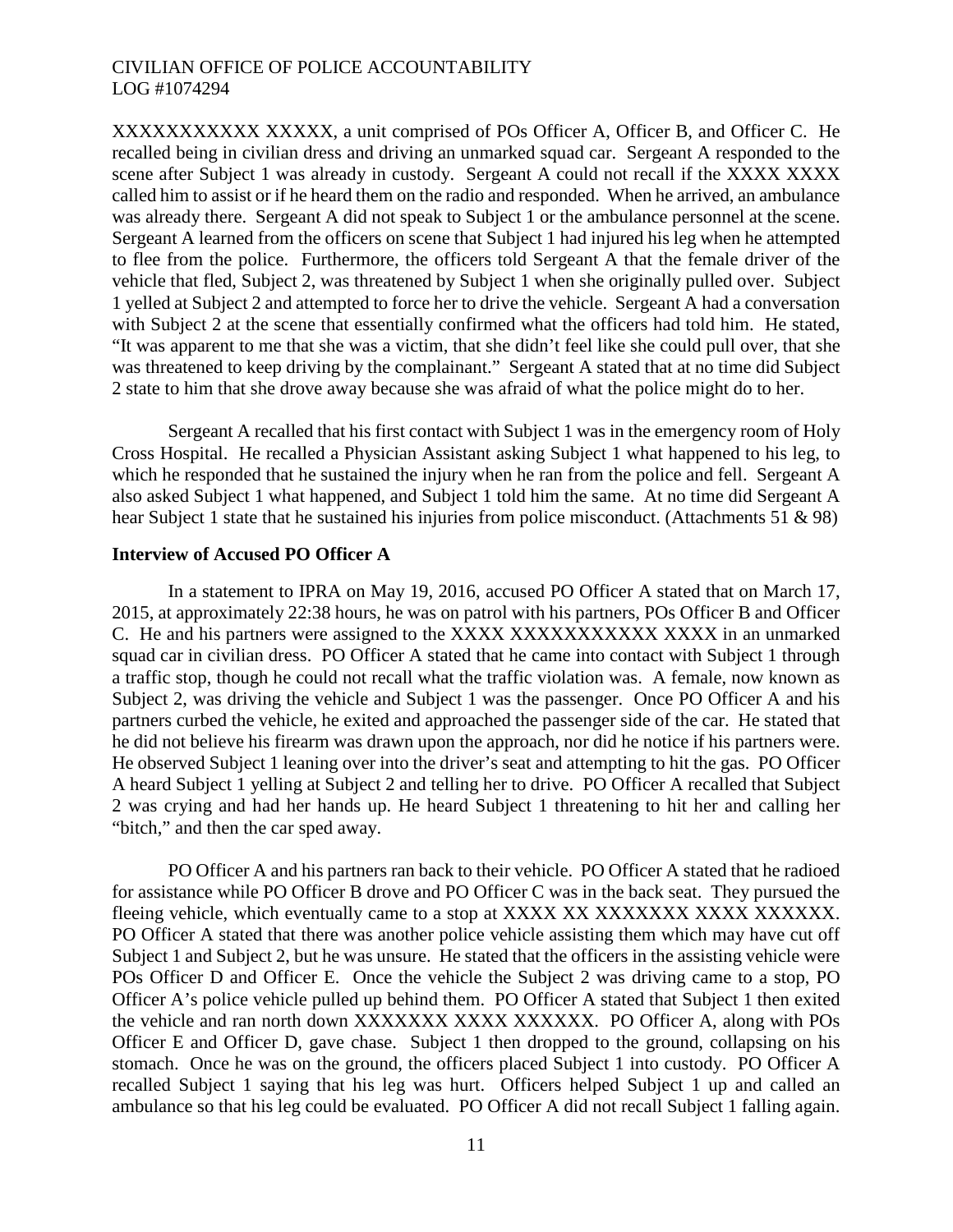XXXXXXXXXXX XXXXX, a unit comprised of POs Officer A, Officer B, and Officer C. He recalled being in civilian dress and driving an unmarked squad car. Sergeant A responded to the scene after Subject 1 was already in custody. Sergeant A could not recall if the XXXX XXXX called him to assist or if he heard them on the radio and responded. When he arrived, an ambulance was already there. Sergeant A did not speak to Subject 1 or the ambulance personnel at the scene. Sergeant A learned from the officers on scene that Subject 1 had injured his leg when he attempted to flee from the police. Furthermore, the officers told Sergeant A that the female driver of the vehicle that fled, Subject 2, was threatened by Subject 1 when she originally pulled over. Subject 1 yelled at Subject 2 and attempted to force her to drive the vehicle. Sergeant A had a conversation with Subject 2 at the scene that essentially confirmed what the officers had told him. He stated, "It was apparent to me that she was a victim, that she didn't feel like she could pull over, that she was threatened to keep driving by the complainant." Sergeant A stated that at no time did Subject 2 state to him that she drove away because she was afraid of what the police might do to her.

Sergeant A recalled that his first contact with Subject 1 was in the emergency room of Holy Cross Hospital. He recalled a Physician Assistant asking Subject 1 what happened to his leg, to which he responded that he sustained the injury when he ran from the police and fell. Sergeant A also asked Subject 1 what happened, and Subject 1 told him the same. At no time did Sergeant A hear Subject 1 state that he sustained his injuries from police misconduct. (Attachments 51 & 98)

**Interview of Accused PO Officer A**

In a statement to IPRA on May 19, 2016, accused PO Officer A stated that on March 17, 2015, at approximately 22:38 hours, he was on patrol with his partners, POs Officer B and Officer C. He and his partners were assigned to the XXXX XXXXXXXXXXX XXXX in an unmarked squad car in civilian dress. PO Officer A stated that he came into contact with Subject 1 through a traffic stop, though he could not recall what the traffic violation was. A female, now known as Subject 2, was driving the vehicle and Subject 1 was the passenger. Once PO Officer A and his partners curbed the vehicle, he exited and approached the passenger side of the car. He stated that he did not believe his firearm was drawn upon the approach, nor did he notice if his partners were. He observed Subject 1 leaning over into the driver's seat and attempting to hit the gas. PO Officer A heard Subject 1 yelling at Subject 2 and telling her to drive. PO Officer A recalled that Subject 2 was crying and had her hands up. He heard Subject 1 threatening to hit her and calling her "bitch," and then the car sped away.

PO Officer A and his partners ran back to their vehicle. PO Officer A stated that he radioed for assistance while PO Officer B drove and PO Officer C was in the back seat. They pursued the fleeing vehicle, which eventually came to a stop at XXXX XX XXXXXXX XXXX XXXXXX. PO Officer A stated that there was another police vehicle assisting them which may have cut off Subject 1 and Subject 2, but he was unsure. He stated that the officers in the assisting vehicle were POs Officer D and Officer E. Once the vehicle the Subject 2 was driving came to a stop, PO Officer A's police vehicle pulled up behind them. PO Officer A stated that Subject 1 then exited the vehicle and ran north down XXXXXXX XXXX XXXXXX. PO Officer A, along with POs Officer E and Officer D, gave chase. Subject 1 then dropped to the ground, collapsing on his stomach. Once he was on the ground, the officers placed Subject 1 into custody. PO Officer A recalled Subject 1 saying that his leg was hurt. Officers helped Subject 1 up and called an ambulance so that his leg could be evaluated. PO Officer A did not recall Subject 1 falling again.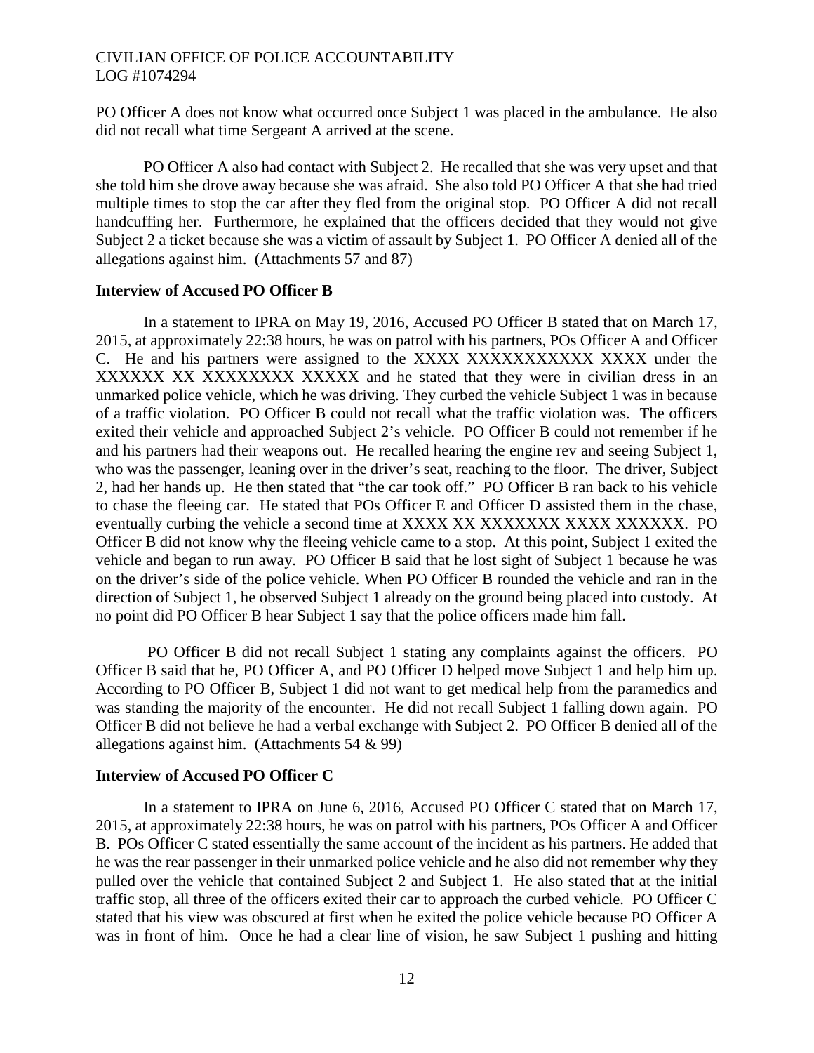PO Officer A does not know what occurred once Subject 1 was placed in the ambulance. He also did not recall what time Sergeant A arrived at the scene.

PO Officer A also had contact with Subject 2. He recalled that she was very upset and that she told him she drove away because she was afraid. She also told PO Officer A that she had tried multiple times to stop the car after they fled from the original stop. PO Officer A did not recall handcuffing her. Furthermore, he explained that the officers decided that they would not give Subject 2 a ticket because she was a victim of assault by Subject 1. PO Officer A denied all of the allegations against him. (Attachments 57 and 87)

**Interview of Accused PO Officer B**

In a statement to IPRA on May 19, 2016, Accused PO Officer B stated that on March 17, 2015, at approximately 22:38 hours, he was on patrol with his partners, POs Officer A and Officer C. He and his partners were assigned to the XXXX XXXXXXXXXXX XXXX under the XXXXXX XX XXXXXXXX XXXXX and he stated that they were in civilian dress in an unmarked police vehicle, which he was driving. They curbed the vehicle Subject 1 was in because of a traffic violation. PO Officer B could not recall what the traffic violation was. The officers exited their vehicle and approached Subject 2's vehicle. PO Officer B could not remember if he and his partners had their weapons out. He recalled hearing the engine rev and seeing Subject 1, who was the passenger, leaning over in the driver's seat, reaching to the floor. The driver, Subject 2, had her hands up. He then stated that "the car took off." PO Officer B ran back to his vehicle to chase the fleeing car. He stated that POs Officer E and Officer D assisted them in the chase, eventually curbing the vehicle a second time at XXXX XX XXXXXXX XXXX XXXXXX. PO Officer B did not know why the fleeing vehicle came to a stop. At this point, Subject 1 exited the vehicle and began to run away. PO Officer B said that he lost sight of Subject 1 because he was on the driver's side of the police vehicle. When PO Officer B rounded the vehicle and ran in the direction of Subject 1, he observed Subject 1 already on the ground being placed into custody. At no point did PO Officer B hear Subject 1 say that the police officers made him fall.

PO Officer B did not recall Subject 1 stating any complaints against the officers. PO Officer B said that he, PO Officer A, and PO Officer D helped move Subject 1 and help him up. According to PO Officer B, Subject 1 did not want to get medical help from the paramedics and was standing the majority of the encounter. He did not recall Subject 1 falling down again. PO Officer B did not believe he had a verbal exchange with Subject 2. PO Officer B denied all of the allegations against him. (Attachments 54 & 99)

**Interview of Accused PO Officer C**

In a statement to IPRA on June 6, 2016, Accused PO Officer C stated that on March 17, 2015, at approximately 22:38 hours, he was on patrol with his partners, POs Officer A and Officer B. POs Officer C stated essentially the same account of the incident as his partners. He added that he was the rear passenger in their unmarked police vehicle and he also did not remember why they pulled over the vehicle that contained Subject 2 and Subject 1. He also stated that at the initial traffic stop, all three of the officers exited their car to approach the curbed vehicle. PO Officer C stated that his view was obscured at first when he exited the police vehicle because PO Officer A was in front of him. Once he had a clear line of vision, he saw Subject 1 pushing and hitting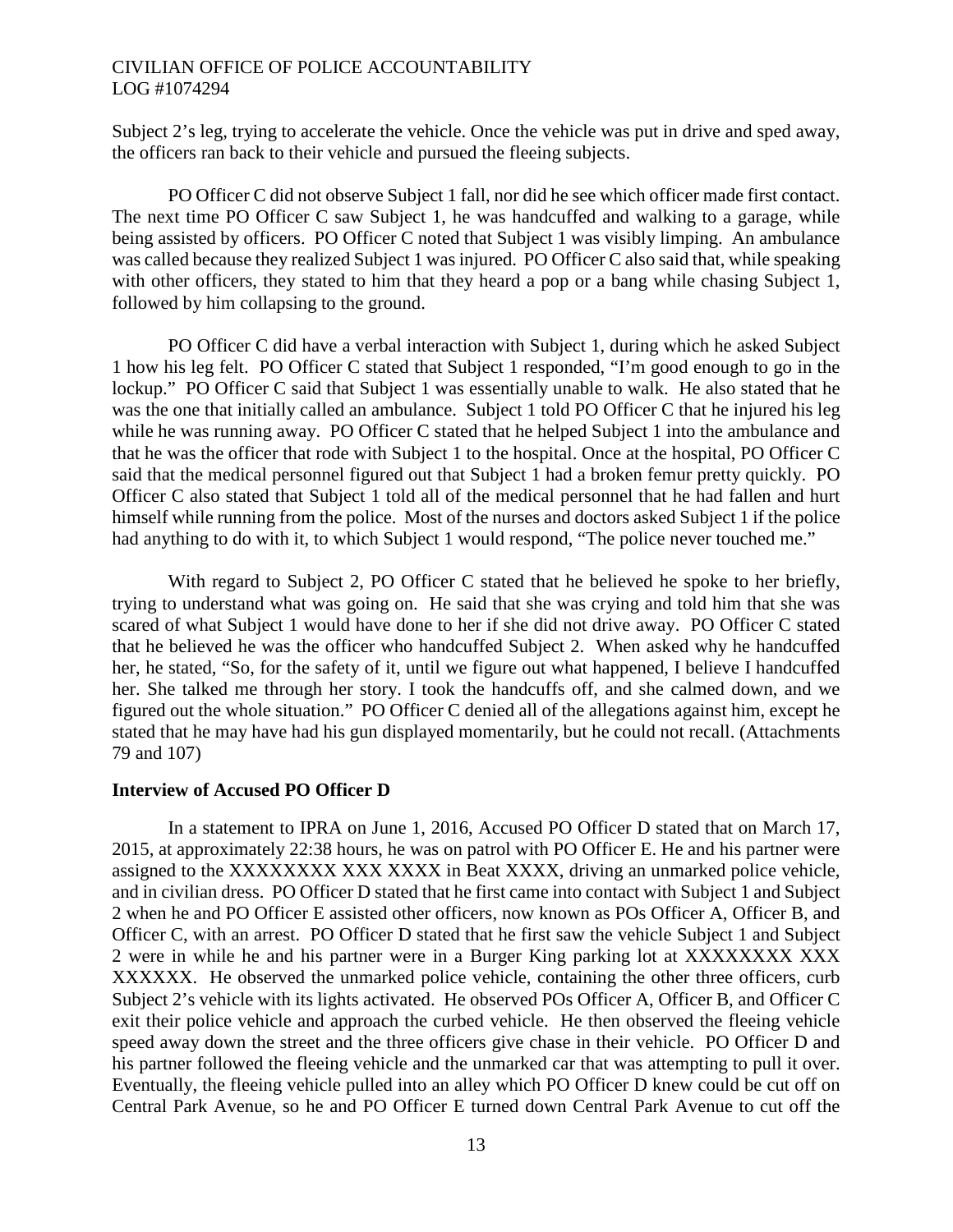Subject 2's leg, trying to accelerate the vehicle. Once the vehicle was put in drive and sped away, the officers ran back to their vehicle and pursued the fleeing subjects.

PO Officer C did not observe Subject 1 fall, nor did he see which officer made first contact. The next time PO Officer C saw Subject 1, he was handcuffed and walking to a garage, while being assisted by officers. PO Officer C noted that Subject 1 was visibly limping. An ambulance was called because they realized Subject 1 was injured. PO Officer C also said that, while speaking with other officers, they stated to him that they heard a pop or a bang while chasing Subject 1, followed by him collapsing to the ground.

PO Officer C did have a verbal interaction with Subject 1, during which he asked Subject 1 how his leg felt. PO Officer C stated that Subject 1 responded, "I'm good enough to go in the lockup." PO Officer C said that Subject 1 was essentially unable to walk. He also stated that he was the one that initially called an ambulance. Subject 1 told PO Officer C that he injured his leg while he was running away. PO Officer C stated that he helped Subject 1 into the ambulance and that he was the officer that rode with Subject 1 to the hospital. Once at the hospital, PO Officer C said that the medical personnel figured out that Subject 1 had a broken femur pretty quickly. PO Officer C also stated that Subject 1 told all of the medical personnel that he had fallen and hurt himself while running from the police. Most of the nurses and doctors asked Subject 1 if the police had anything to do with it, to which Subject 1 would respond, "The police never touched me."

With regard to Subject 2, PO Officer C stated that he believed he spoke to her briefly, trying to understand what was going on. He said that she was crying and told him that she was scared of what Subject 1 would have done to her if she did not drive away. PO Officer C stated that he believed he was the officer who handcuffed Subject 2. When asked why he handcuffed her, he stated, "So, for the safety of it, until we figure out what happened, I believe I handcuffed her. She talked me through her story. I took the handcuffs off, and she calmed down, and we figured out the whole situation." PO Officer C denied all of the allegations against him, except he stated that he may have had his gun displayed momentarily, but he could not recall. (Attachments 79 and 107)

**Interview of Accused PO Officer D**

In a statement to IPRA on June 1, 2016, Accused PO Officer D stated that on March 17, 2015, at approximately 22:38 hours, he was on patrol with PO Officer E. He and his partner were assigned to the XXXXXXXX XXX XXXX in Beat XXXX, driving an unmarked police vehicle, and in civilian dress. PO Officer D stated that he first came into contact with Subject 1 and Subject 2 when he and PO Officer E assisted other officers, now known as POs Officer A, Officer B, and Officer C, with an arrest. PO Officer D stated that he first saw the vehicle Subject 1 and Subject 2 were in while he and his partner were in a Burger King parking lot at XXXXXXXX XXX XXXXXX. He observed the unmarked police vehicle, containing the other three officers, curb Subject 2's vehicle with its lights activated. He observed POs Officer A, Officer B, and Officer C exit their police vehicle and approach the curbed vehicle. He then observed the fleeing vehicle speed away down the street and the three officers give chase in their vehicle. PO Officer D and his partner followed the fleeing vehicle and the unmarked car that was attempting to pull it over. Eventually, the fleeing vehicle pulled into an alley which PO Officer D knew could be cut off on Central Park Avenue, so he and PO Officer E turned down Central Park Avenue to cut off the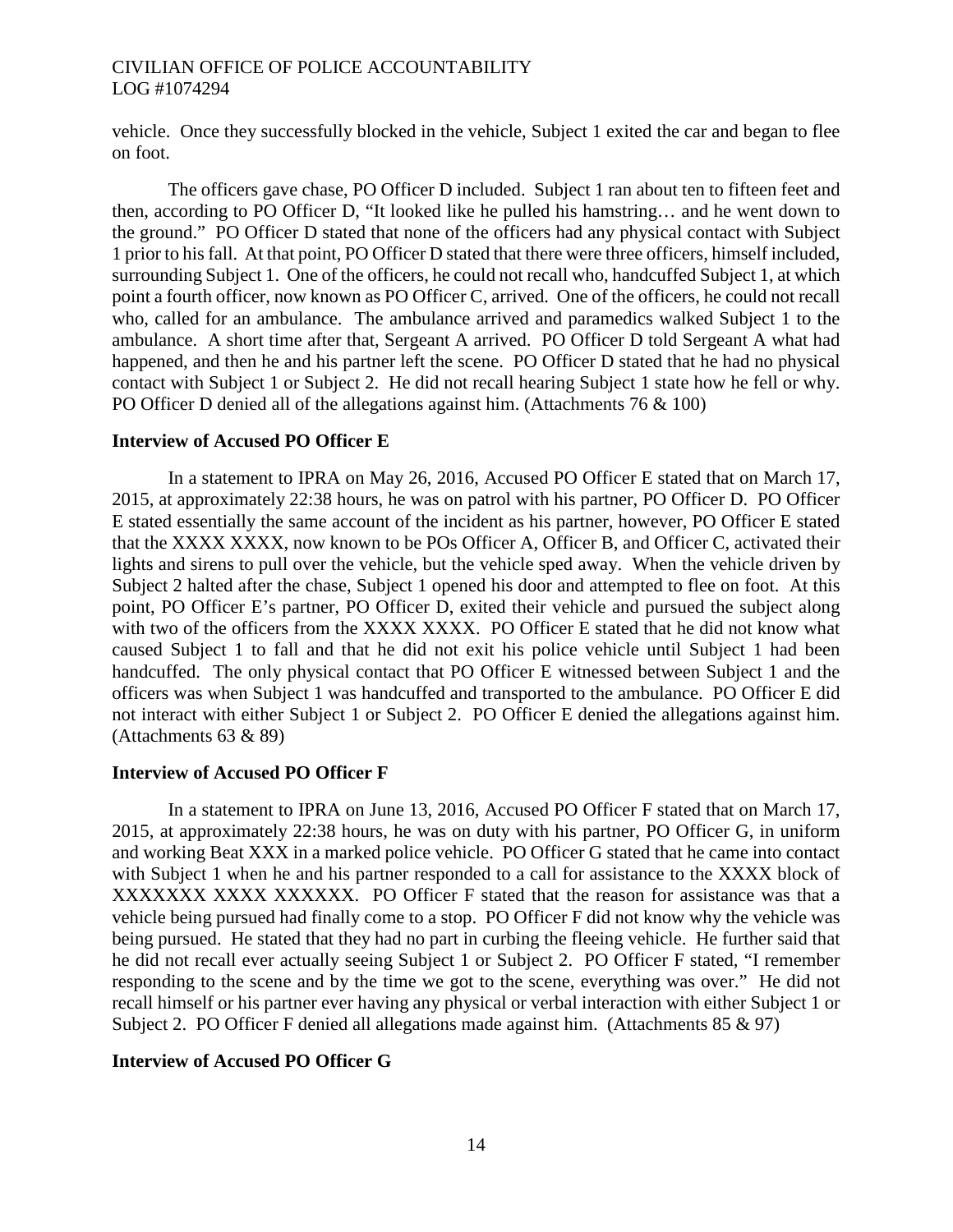vehicle. Once they successfully blocked in the vehicle, Subject 1 exited the car and began to flee on foot.

The officers gave chase, PO Officer D included. Subject 1 ran about ten to fifteen feet and then, according to PO Officer D, "It looked like he pulled his hamstring… and he went down to the ground." PO Officer D stated that none of the officers had any physical contact with Subject 1 prior to his fall. At that point, PO Officer D stated that there were three officers, himself included, surrounding Subject 1. One of the officers, he could not recall who, handcuffed Subject 1, at which point a fourth officer, now known as PO Officer C, arrived. One of the officers, he could not recall who, called for an ambulance. The ambulance arrived and paramedics walked Subject 1 to the ambulance. A short time after that, Sergeant A arrived. PO Officer D told Sergeant A what had happened, and then he and his partner left the scene. PO Officer D stated that he had no physical contact with Subject 1 or Subject 2. He did not recall hearing Subject 1 state how he fell or why. PO Officer D denied all of the allegations against him. (Attachments 76 & 100)

**Interview of Accused PO Officer E**

In a statement to IPRA on May 26, 2016, Accused PO Officer E stated that on March 17, 2015, at approximately 22:38 hours, he was on patrol with his partner, PO Officer D. PO Officer E stated essentially the same account of the incident as his partner, however, PO Officer E stated that the XXXX XXXX, now known to be POs Officer A, Officer B, and Officer C, activated their lights and sirens to pull over the vehicle, but the vehicle sped away. When the vehicle driven by Subject 2 halted after the chase, Subject 1 opened his door and attempted to flee on foot. At this point, PO Officer E's partner, PO Officer D, exited their vehicle and pursued the subject along with two of the officers from the XXXX XXXX. PO Officer E stated that he did not know what caused Subject 1 to fall and that he did not exit his police vehicle until Subject 1 had been handcuffed. The only physical contact that PO Officer E witnessed between Subject 1 and the officers was when Subject 1 was handcuffed and transported to the ambulance. PO Officer E did not interact with either Subject 1 or Subject 2. PO Officer E denied the allegations against him. (Attachments 63 & 89)

**Interview of Accused PO Officer F**

In a statement to IPRA on June 13, 2016, Accused PO Officer F stated that on March 17, 2015, at approximately 22:38 hours, he was on duty with his partner, PO Officer G, in uniform and working Beat XXX in a marked police vehicle. PO Officer G stated that he came into contact with Subject 1 when he and his partner responded to a call for assistance to the XXXX block of XXXXXXX XXXX XXXXXX. PO Officer F stated that the reason for assistance was that a vehicle being pursued had finally come to a stop. PO Officer F did not know why the vehicle was being pursued. He stated that they had no part in curbing the fleeing vehicle. He further said that he did not recall ever actually seeing Subject 1 or Subject 2. PO Officer F stated, "I remember responding to the scene and by the time we got to the scene, everything was over." He did not recall himself or his partner ever having any physical or verbal interaction with either Subject 1 or Subject 2. PO Officer F denied all allegations made against him. (Attachments 85 & 97)

**Interview of Accused PO Officer G**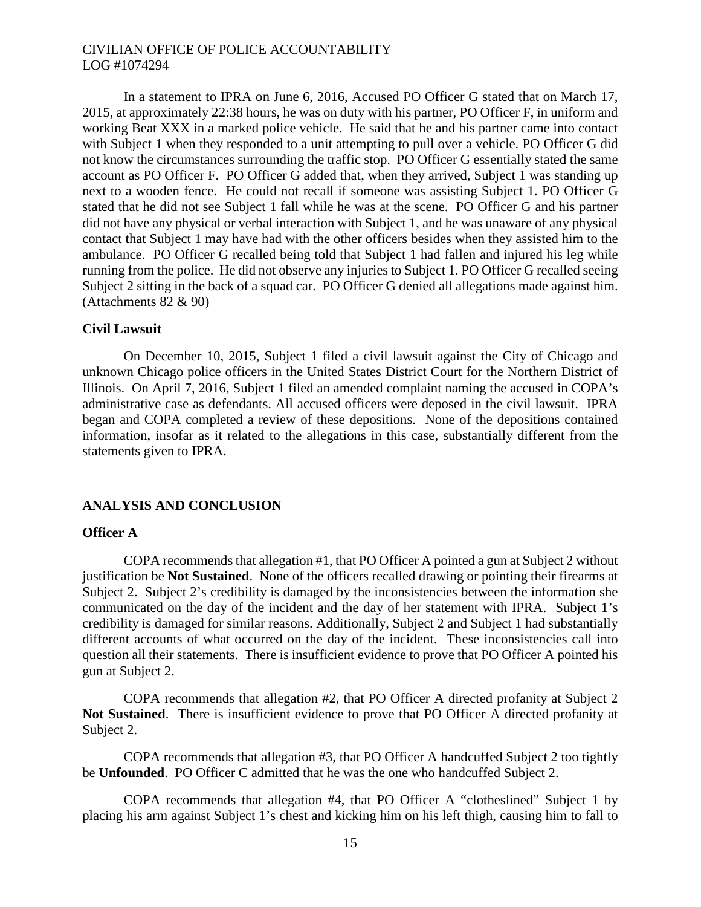In a statement to IPRA on June 6, 2016, Accused PO Officer G stated that on March 17, 2015, at approximately 22:38 hours, he was on duty with his partner, PO Officer F, in uniform and working Beat XXX in a marked police vehicle. He said that he and his partner came into contact with Subject 1 when they responded to a unit attempting to pull over a vehicle. PO Officer G did not know the circumstances surrounding the traffic stop. PO Officer G essentially stated the same account as PO Officer F. PO Officer G added that, when they arrived, Subject 1 was standing up next to a wooden fence. He could not recall if someone was assisting Subject 1. PO Officer G stated that he did not see Subject 1 fall while he was at the scene. PO Officer G and his partner did not have any physical or verbal interaction with Subject 1, and he was unaware of any physical contact that Subject 1 may have had with the other officers besides when they assisted him to the ambulance. PO Officer G recalled being told that Subject 1 had fallen and injured his leg while running from the police. He did not observe any injuries to Subject 1. PO Officer G recalled seeing Subject 2 sitting in the back of a squad car. PO Officer G denied all allegations made against him. (Attachments 82 & 90)

**Civil Lawsuit**

On December 10, 2015, Subject 1 filed a civil lawsuit against the City of Chicago and unknown Chicago police officers in the United States District Court for the Northern District of Illinois. On April 7, 2016, Subject 1 filed an amended complaint naming the accused in COPA's administrative case as defendants. All accused officers were deposed in the civil lawsuit. IPRA began and COPA completed a review of these depositions. None of the depositions contained information, insofar as it related to the allegations in this case, substantially different from the statements given to IPRA.

## ANALYSIS AND CONCLUSION

**Officer A**

COPA recommends that allegation #1, that PO Officer A pointed a gun at Subject 2 without justification be **Not Sustained**. None of the officers recalled drawing or pointing their firearms at Subject 2. Subject 2's credibility is damaged by the inconsistencies between the information she communicated on the day of the incident and the day of her statement with IPRA. Subject 1's credibility is damaged for similar reasons. Additionally, Subject 2 and Subject 1 had substantially different accounts of what occurred on the day of the incident. These inconsistencies call into question all their statements. There is insufficient evidence to prove that PO Officer A pointed his gun at Subject 2.

COPA recommends that allegation #2, that PO Officer A directed profanity at Subject 2 **Not Sustained**. There is insufficient evidence to prove that PO Officer A directed profanity at Subject 2.

COPA recommends that allegation #3, that PO Officer A handcuffed Subject 2 too tightly be **Unfounded**. PO Officer C admitted that he was the one who handcuffed Subject 2.

COPA recommends that allegation #4, that PO Officer A "clotheslined" Subject 1 by placing his arm against Subject 1's chest and kicking him on his left thigh, causing him to fall to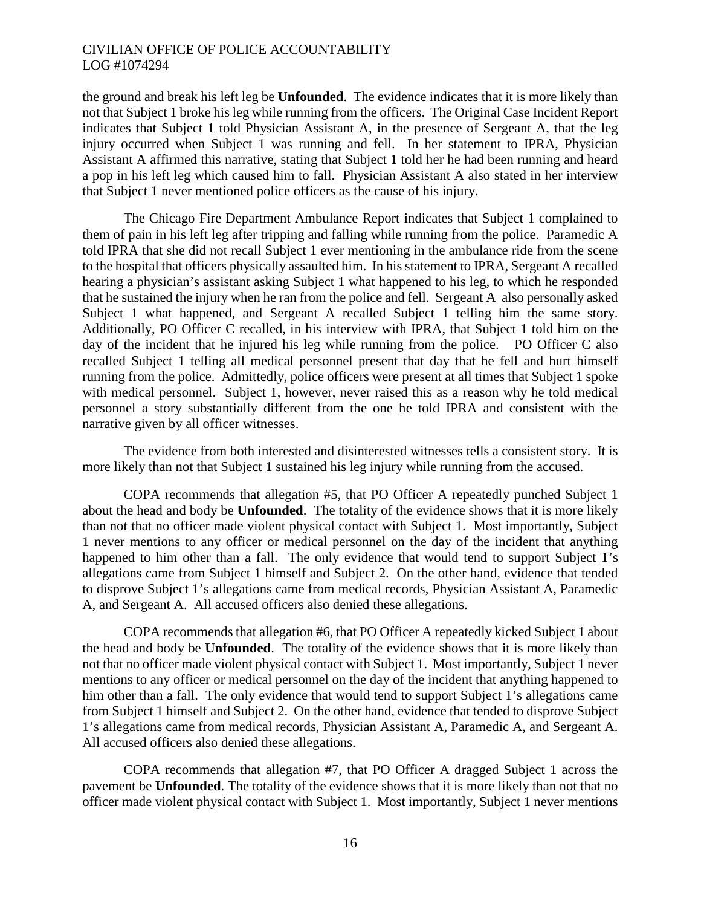the ground and break his left leg be **Unfounded**. The evidence indicates that it is more likely than not that Subject 1 broke his leg while running from the officers. The Original Case Incident Report indicates that Subject 1 told Physician Assistant A, in the presence of Sergeant A, that the leg injury occurred when Subject 1 was running and fell. In her statement to IPRA, Physician Assistant A affirmed this narrative, stating that Subject 1 told her he had been running and heard a pop in his left leg which caused him to fall. Physician Assistant A also stated in her interview that Subject 1 never mentioned police officers as the cause of his injury.

The Chicago Fire Department Ambulance Report indicates that Subject 1 complained to them of pain in his left leg after tripping and falling while running from the police. Paramedic A told IPRA that she did not recall Subject 1 ever mentioning in the ambulance ride from the scene to the hospital that officers physically assaulted him. In his statement to IPRA, Sergeant A recalled hearing a physician's assistant asking Subject 1 what happened to his leg, to which he responded that he sustained the injury when he ran from the police and fell. Sergeant A also personally asked Subject 1 what happened, and Sergeant A recalled Subject 1 telling him the same story. Additionally, PO Officer C recalled, in his interview with IPRA, that Subject 1 told him on the day of the incident that he injured his leg while running from the police. PO Officer C also recalled Subject 1 telling all medical personnel present that day that he fell and hurt himself running from the police. Admittedly, police officers were present at all times that Subject 1 spoke with medical personnel. Subject 1, however, never raised this as a reason why he told medical personnel a story substantially different from the one he told IPRA and consistent with the narrative given by all officer witnesses.

The evidence from both interested and disinterested witnesses tells a consistent story. It is more likely than not that Subject 1 sustained his leg injury while running from the accused.

COPA recommends that allegation #5, that PO Officer A repeatedly punched Subject 1 about the head and body be **Unfounded**. The totality of the evidence shows that it is more likely than not that no officer made violent physical contact with Subject 1. Most importantly, Subject 1 never mentions to any officer or medical personnel on the day of the incident that anything happened to him other than a fall. The only evidence that would tend to support Subject 1's allegations came from Subject 1 himself and Subject 2. On the other hand, evidence that tended to disprove Subject 1's allegations came from medical records, Physician Assistant A, Paramedic A, and Sergeant A. All accused officers also denied these allegations.

COPA recommends that allegation #6, that PO Officer A repeatedly kicked Subject 1 about the head and body be **Unfounded**. The totality of the evidence shows that it is more likely than not that no officer made violent physical contact with Subject 1. Most importantly, Subject 1 never mentions to any officer or medical personnel on the day of the incident that anything happened to him other than a fall. The only evidence that would tend to support Subject 1's allegations came from Subject 1 himself and Subject 2. On the other hand, evidence that tended to disprove Subject 1's allegations came from medical records, Physician Assistant A, Paramedic A, and Sergeant A. All accused officers also denied these allegations.

COPA recommends that allegation #7, that PO Officer A dragged Subject 1 across the pavement be **Unfounded**. The totality of the evidence shows that it is more likely than not that no officer made violent physical contact with Subject 1. Most importantly, Subject 1 never mentions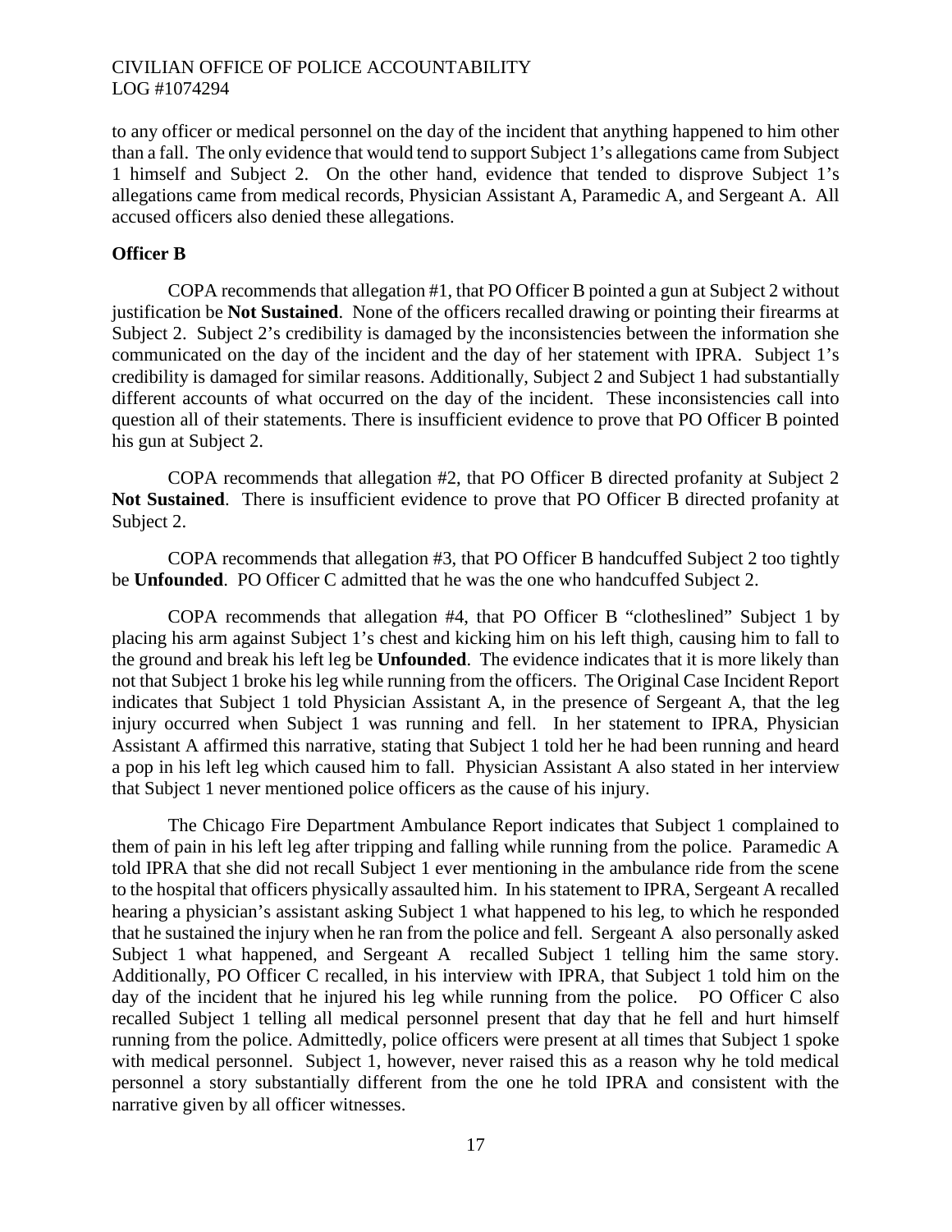to any officer or medical personnel on the day of the incident that anything happened to him other than a fall. The only evidence that would tend to support Subject 1's allegations came from Subject 1 himself and Subject 2. On the other hand, evidence that tended to disprove Subject 1's allegations came from medical records, Physician Assistant A, Paramedic A, and Sergeant A. All accused officers also denied these allegations.

**Officer B**

COPA recommends that allegation #1, that PO Officer B pointed a gun at Subject 2 without justification be **Not Sustained**. None of the officers recalled drawing or pointing their firearms at Subject 2. Subject 2's credibility is damaged by the inconsistencies between the information she communicated on the day of the incident and the day of her statement with IPRA. Subject 1's credibility is damaged for similar reasons. Additionally, Subject 2 and Subject 1 had substantially different accounts of what occurred on the day of the incident. These inconsistencies call into question all of their statements. There is insufficient evidence to prove that PO Officer B pointed his gun at Subject 2.

COPA recommends that allegation #2, that PO Officer B directed profanity at Subject 2 **Not Sustained**. There is insufficient evidence to prove that PO Officer B directed profanity at Subject 2.

COPA recommends that allegation #3, that PO Officer B handcuffed Subject 2 too tightly be **Unfounded**. PO Officer C admitted that he was the one who handcuffed Subject 2.

COPA recommends that allegation #4, that PO Officer B "clotheslined" Subject 1 by placing his arm against Subject 1's chest and kicking him on his left thigh, causing him to fall to the ground and break his left leg be **Unfounded**. The evidence indicates that it is more likely than not that Subject 1 broke his leg while running from the officers. The Original Case Incident Report indicates that Subject 1 told Physician Assistant A, in the presence of Sergeant A, that the leg injury occurred when Subject 1 was running and fell. In her statement to IPRA, Physician Assistant A affirmed this narrative, stating that Subject 1 told her he had been running and heard a pop in his left leg which caused him to fall. Physician Assistant A also stated in her interview that Subject 1 never mentioned police officers as the cause of his injury.

The Chicago Fire Department Ambulance Report indicates that Subject 1 complained to them of pain in his left leg after tripping and falling while running from the police. Paramedic A told IPRA that she did not recall Subject 1 ever mentioning in the ambulance ride from the scene to the hospital that officers physically assaulted him. In his statement to IPRA, Sergeant A recalled hearing a physician's assistant asking Subject 1 what happened to his leg, to which he responded that he sustained the injury when he ran from the police and fell. Sergeant A also personally asked Subject 1 what happened, and Sergeant A recalled Subject 1 telling him the same story. Additionally, PO Officer C recalled, in his interview with IPRA, that Subject 1 told him on the day of the incident that he injured his leg while running from the police. PO Officer C also recalled Subject 1 telling all medical personnel present that day that he fell and hurt himself running from the police. Admittedly, police officers were present at all times that Subject 1 spoke with medical personnel. Subject 1, however, never raised this as a reason why he told medical personnel a story substantially different from the one he told IPRA and consistent with the narrative given by all officer witnesses.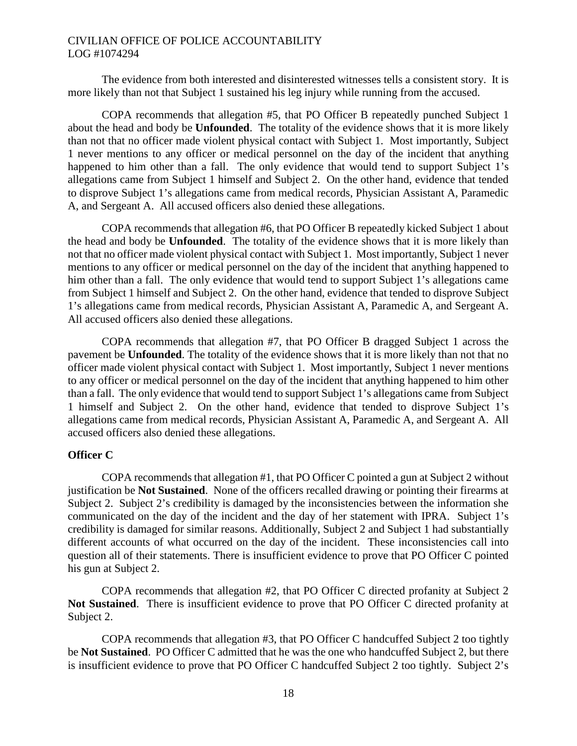The evidence from both interested and disinterested witnesses tells a consistent story. It is more likely than not that Subject 1 sustained his leg injury while running from the accused.

COPA recommends that allegation #5, that PO Officer B repeatedly punched Subject 1 about the head and body be **Unfounded**. The totality of the evidence shows that it is more likely than not that no officer made violent physical contact with Subject 1. Most importantly, Subject 1 never mentions to any officer or medical personnel on the day of the incident that anything happened to him other than a fall. The only evidence that would tend to support Subject 1's allegations came from Subject 1 himself and Subject 2. On the other hand, evidence that tended to disprove Subject 1's allegations came from medical records, Physician Assistant A, Paramedic A, and Sergeant A. All accused officers also denied these allegations.

COPA recommends that allegation #6, that PO Officer B repeatedly kicked Subject 1 about the head and body be **Unfounded**. The totality of the evidence shows that it is more likely than not that no officer made violent physical contact with Subject 1. Most importantly, Subject 1 never mentions to any officer or medical personnel on the day of the incident that anything happened to him other than a fall. The only evidence that would tend to support Subject 1's allegations came from Subject 1 himself and Subject 2. On the other hand, evidence that tended to disprove Subject 1's allegations came from medical records, Physician Assistant A, Paramedic A, and Sergeant A. All accused officers also denied these allegations.

COPA recommends that allegation #7, that PO Officer B dragged Subject 1 across the pavement be **Unfounded**. The totality of the evidence shows that it is more likely than not that no officer made violent physical contact with Subject 1. Most importantly, Subject 1 never mentions to any officer or medical personnel on the day of the incident that anything happened to him other than a fall. The only evidence that would tend to support Subject 1's allegations came from Subject 1 himself and Subject 2. On the other hand, evidence that tended to disprove Subject 1's allegations came from medical records, Physician Assistant A, Paramedic A, and Sergeant A. All accused officers also denied these allegations.

**Officer C**

COPA recommends that allegation #1, that PO Officer C pointed a gun at Subject 2 without justification be **Not Sustained**. None of the officers recalled drawing or pointing their firearms at Subject 2. Subject 2's credibility is damaged by the inconsistencies between the information she communicated on the day of the incident and the day of her statement with IPRA. Subject 1's credibility is damaged for similar reasons. Additionally, Subject 2 and Subject 1 had substantially different accounts of what occurred on the day of the incident. These inconsistencies call into question all of their statements. There is insufficient evidence to prove that PO Officer C pointed his gun at Subject 2.

COPA recommends that allegation #2, that PO Officer C directed profanity at Subject 2 **Not Sustained**. There is insufficient evidence to prove that PO Officer C directed profanity at Subject 2.

COPA recommends that allegation #3, that PO Officer C handcuffed Subject 2 too tightly be **Not Sustained**. PO Officer C admitted that he was the one who handcuffed Subject 2, but there is insufficient evidence to prove that PO Officer C handcuffed Subject 2 too tightly. Subject 2's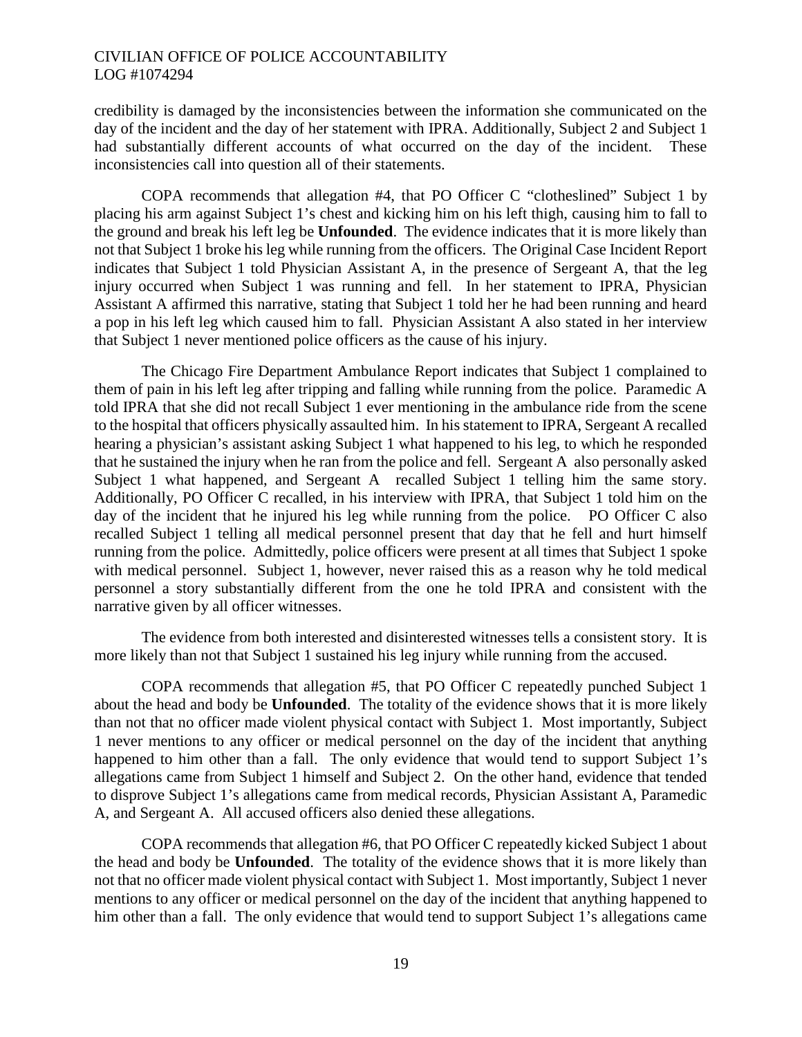credibility is damaged by the inconsistencies between the information she communicated on the day of the incident and the day of her statement with IPRA. Additionally, Subject 2 and Subject 1 had substantially different accounts of what occurred on the day of the incident. These inconsistencies call into question all of their statements.

COPA recommends that allegation #4, that PO Officer C "clotheslined" Subject 1 by placing his arm against Subject 1's chest and kicking him on his left thigh, causing him to fall to the ground and break his left leg be **Unfounded**. The evidence indicates that it is more likely than not that Subject 1 broke his leg while running from the officers. The Original Case Incident Report indicates that Subject 1 told Physician Assistant A, in the presence of Sergeant A, that the leg injury occurred when Subject 1 was running and fell. In her statement to IPRA, Physician Assistant A affirmed this narrative, stating that Subject 1 told her he had been running and heard a pop in his left leg which caused him to fall. Physician Assistant A also stated in her interview that Subject 1 never mentioned police officers as the cause of his injury.

The Chicago Fire Department Ambulance Report indicates that Subject 1 complained to them of pain in his left leg after tripping and falling while running from the police. Paramedic A told IPRA that she did not recall Subject 1 ever mentioning in the ambulance ride from the scene to the hospital that officers physically assaulted him. In his statement to IPRA, Sergeant A recalled hearing a physician's assistant asking Subject 1 what happened to his leg, to which he responded that he sustained the injury when he ran from the police and fell. Sergeant A also personally asked Subject 1 what happened, and Sergeant A recalled Subject 1 telling him the same story. Additionally, PO Officer C recalled, in his interview with IPRA, that Subject 1 told him on the day of the incident that he injured his leg while running from the police. PO Officer C also recalled Subject 1 telling all medical personnel present that day that he fell and hurt himself running from the police. Admittedly, police officers were present at all times that Subject 1 spoke with medical personnel. Subject 1, however, never raised this as a reason why he told medical personnel a story substantially different from the one he told IPRA and consistent with the narrative given by all officer witnesses.

The evidence from both interested and disinterested witnesses tells a consistent story. It is more likely than not that Subject 1 sustained his leg injury while running from the accused.

COPA recommends that allegation #5, that PO Officer C repeatedly punched Subject 1 about the head and body be **Unfounded**. The totality of the evidence shows that it is more likely than not that no officer made violent physical contact with Subject 1. Most importantly, Subject 1 never mentions to any officer or medical personnel on the day of the incident that anything happened to him other than a fall. The only evidence that would tend to support Subject 1's allegations came from Subject 1 himself and Subject 2. On the other hand, evidence that tended to disprove Subject 1's allegations came from medical records, Physician Assistant A, Paramedic A, and Sergeant A. All accused officers also denied these allegations.

COPA recommends that allegation #6, that PO Officer C repeatedly kicked Subject 1 about the head and body be **Unfounded**. The totality of the evidence shows that it is more likely than not that no officer made violent physical contact with Subject 1. Most importantly, Subject 1 never mentions to any officer or medical personnel on the day of the incident that anything happened to him other than a fall. The only evidence that would tend to support Subject 1's allegations came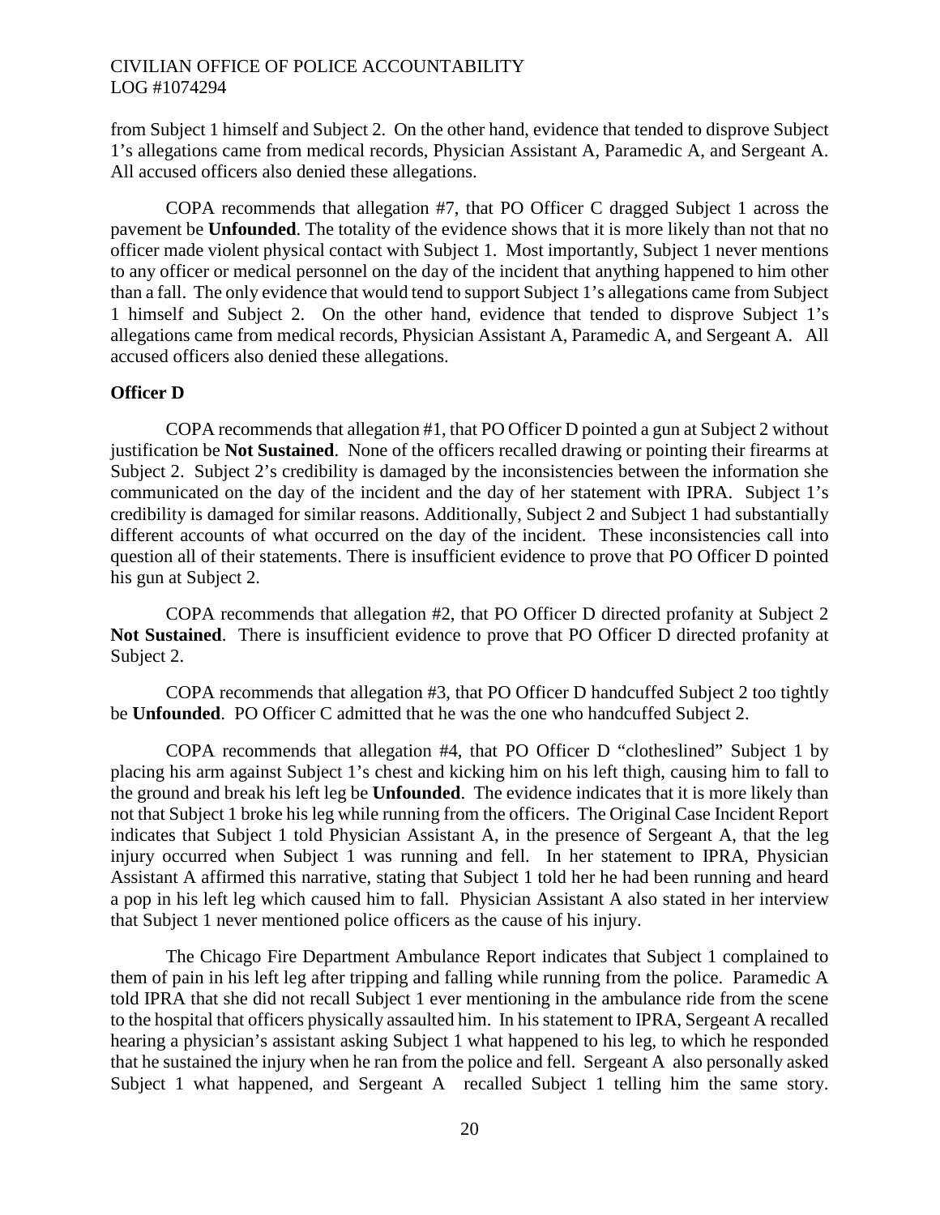from Subject 1 himself and Subject 2. On the other hand, evidence that tended to disprove Subject 1's allegations came from medical records, Physician Assistant A, Paramedic A, and Sergeant A. All accused officers also denied these allegations.

COPA recommends that allegation #7, that PO Officer C dragged Subject 1 across the pavement be **Unfounded**. The totality of the evidence shows that it is more likely than not that no officer made violent physical contact with Subject 1. Most importantly, Subject 1 never mentions to any officer or medical personnel on the day of the incident that anything happened to him other than a fall. The only evidence that would tend to support Subject 1's allegations came from Subject 1 himself and Subject 2. On the other hand, evidence that tended to disprove Subject 1's allegations came from medical records, Physician Assistant A, Paramedic A, and Sergeant A. All accused officers also denied these allegations.

**Officer D**

COPA recommends that allegation #1, that PO Officer D pointed a gun at Subject 2 without justification be **Not Sustained**. None of the officers recalled drawing or pointing their firearms at Subject 2. Subject 2's credibility is damaged by the inconsistencies between the information she communicated on the day of the incident and the day of her statement with IPRA. Subject 1's credibility is damaged for similar reasons. Additionally, Subject 2 and Subject 1 had substantially different accounts of what occurred on the day of the incident. These inconsistencies call into question all of their statements. There is insufficient evidence to prove that PO Officer D pointed his gun at Subject 2.

COPA recommends that allegation #2, that PO Officer D directed profanity at Subject 2 **Not Sustained**. There is insufficient evidence to prove that PO Officer D directed profanity at Subject 2.

COPA recommends that allegation #3, that PO Officer D handcuffed Subject 2 too tightly be **Unfounded**. PO Officer C admitted that he was the one who handcuffed Subject 2.

COPA recommends that allegation #4, that PO Officer D "clotheslined" Subject 1 by placing his arm against Subject 1's chest and kicking him on his left thigh, causing him to fall to the ground and break his left leg be **Unfounded**. The evidence indicates that it is more likely than not that Subject 1 broke his leg while running from the officers. The Original Case Incident Report indicates that Subject 1 told Physician Assistant A, in the presence of Sergeant A, that the leg injury occurred when Subject 1 was running and fell. In her statement to IPRA, Physician Assistant A affirmed this narrative, stating that Subject 1 told her he had been running and heard a pop in his left leg which caused him to fall. Physician Assistant A also stated in her interview that Subject 1 never mentioned police officers as the cause of his injury.

The Chicago Fire Department Ambulance Report indicates that Subject 1 complained to them of pain in his left leg after tripping and falling while running from the police. Paramedic A told IPRA that she did not recall Subject 1 ever mentioning in the ambulance ride from the scene to the hospital that officers physically assaulted him. In his statement to IPRA, Sergeant A recalled hearing a physician's assistant asking Subject 1 what happened to his leg, to which he responded that he sustained the injury when he ran from the police and fell. Sergeant A also personally asked Subject 1 what happened, and Sergeant A recalled Subject 1 telling him the same story.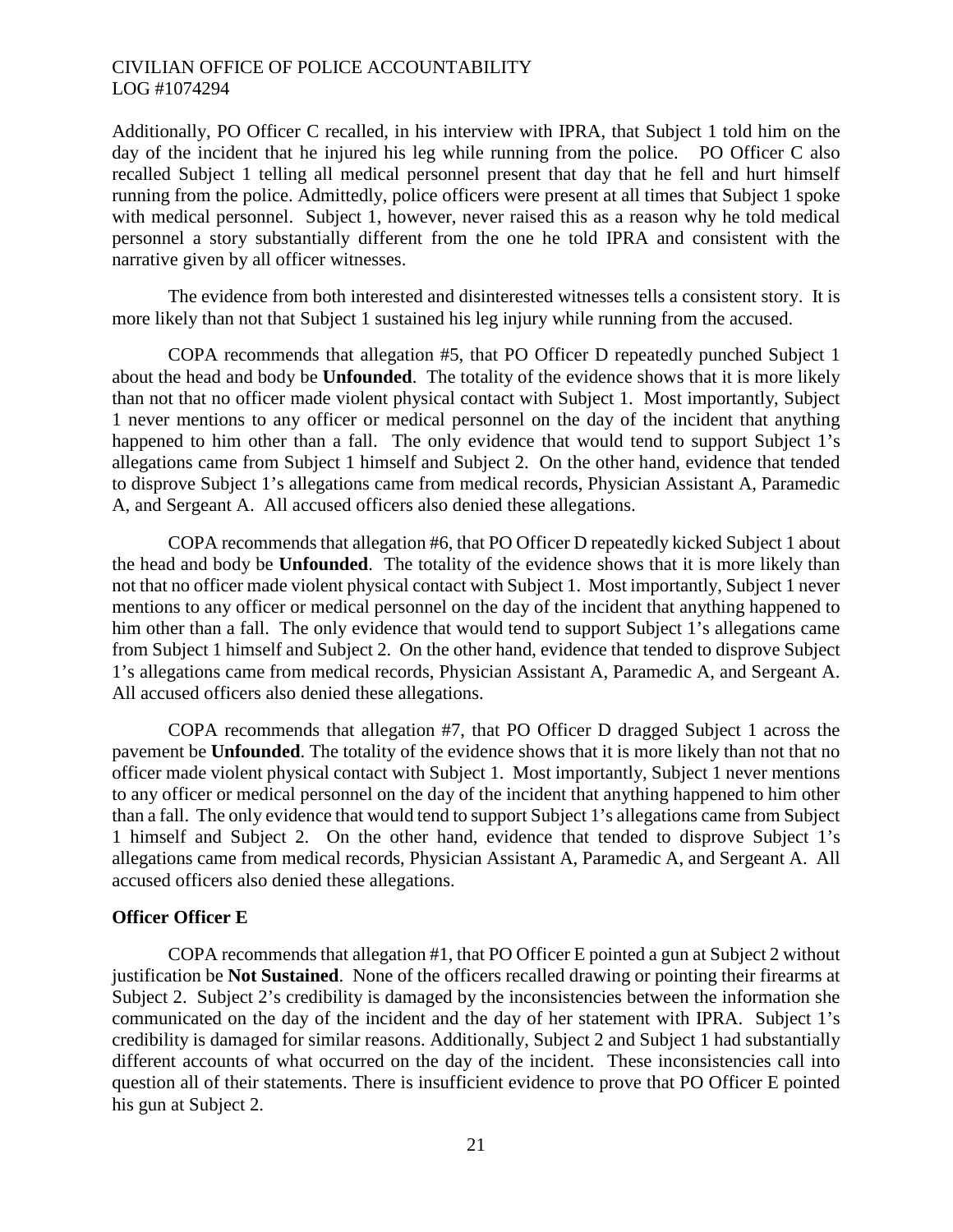Additionally, PO Officer C recalled, in his interview with IPRA, that Subject 1 told him on the day of the incident that he injured his leg while running from the police. PO Officer C also recalled Subject 1 telling all medical personnel present that day that he fell and hurt himself running from the police. Admittedly, police officers were present at all times that Subject 1 spoke with medical personnel. Subject 1, however, never raised this as a reason why he told medical personnel a story substantially different from the one he told IPRA and consistent with the narrative given by all officer witnesses.

The evidence from both interested and disinterested witnesses tells a consistent story. It is more likely than not that Subject 1 sustained his leg injury while running from the accused.

COPA recommends that allegation #5, that PO Officer D repeatedly punched Subject 1 about the head and body be **Unfounded**. The totality of the evidence shows that it is more likely than not that no officer made violent physical contact with Subject 1. Most importantly, Subject 1 never mentions to any officer or medical personnel on the day of the incident that anything happened to him other than a fall. The only evidence that would tend to support Subject 1's allegations came from Subject 1 himself and Subject 2. On the other hand, evidence that tended to disprove Subject 1's allegations came from medical records, Physician Assistant A, Paramedic A, and Sergeant A. All accused officers also denied these allegations.

COPA recommends that allegation #6, that PO Officer D repeatedly kicked Subject 1 about the head and body be **Unfounded**. The totality of the evidence shows that it is more likely than not that no officer made violent physical contact with Subject 1. Most importantly, Subject 1 never mentions to any officer or medical personnel on the day of the incident that anything happened to him other than a fall. The only evidence that would tend to support Subject 1's allegations came from Subject 1 himself and Subject 2. On the other hand, evidence that tended to disprove Subject 1's allegations came from medical records, Physician Assistant A, Paramedic A, and Sergeant A. All accused officers also denied these allegations.

COPA recommends that allegation #7, that PO Officer D dragged Subject 1 across the pavement be **Unfounded**. The totality of the evidence shows that it is more likely than not that no officer made violent physical contact with Subject 1. Most importantly, Subject 1 never mentions to any officer or medical personnel on the day of the incident that anything happened to him other than a fall. The only evidence that would tend to support Subject 1's allegations came from Subject 1 himself and Subject 2. On the other hand, evidence that tended to disprove Subject 1's allegations came from medical records, Physician Assistant A, Paramedic A, and Sergeant A. All accused officers also denied these allegations.

**Officer Officer E**

COPA recommends that allegation #1, that PO Officer E pointed a gun at Subject 2 without justification be **Not Sustained**. None of the officers recalled drawing or pointing their firearms at Subject 2. Subject 2's credibility is damaged by the inconsistencies between the information she communicated on the day of the incident and the day of her statement with IPRA. Subject 1's credibility is damaged for similar reasons. Additionally, Subject 2 and Subject 1 had substantially different accounts of what occurred on the day of the incident. These inconsistencies call into question all of their statements. There is insufficient evidence to prove that PO Officer E pointed his gun at Subject 2.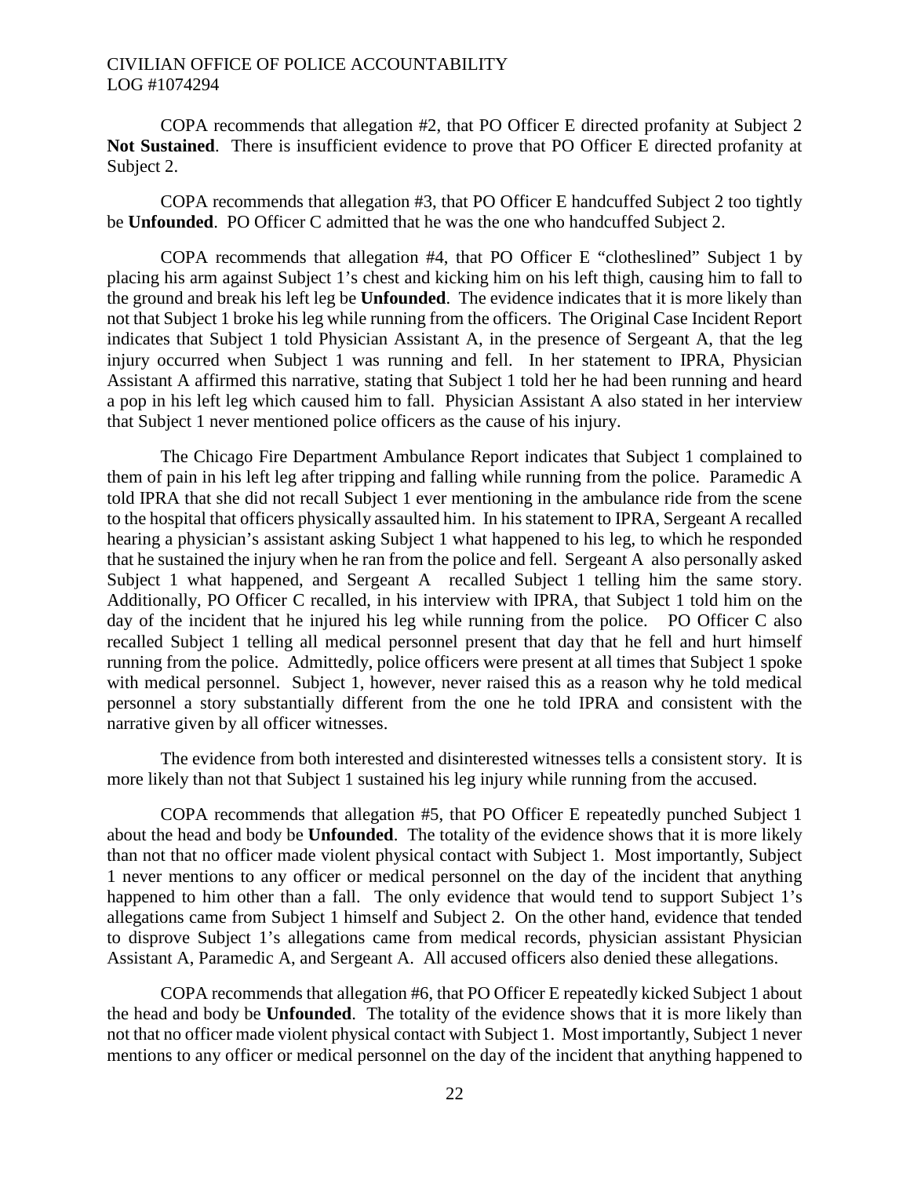COPA recommends that allegation #2, that PO Officer E directed profanity at Subject 2 **Not Sustained**. There is insufficient evidence to prove that PO Officer E directed profanity at Subject 2.

COPA recommends that allegation #3, that PO Officer E handcuffed Subject 2 too tightly be **Unfounded**. PO Officer C admitted that he was the one who handcuffed Subject 2.

COPA recommends that allegation #4, that PO Officer E "clotheslined" Subject 1 by placing his arm against Subject 1's chest and kicking him on his left thigh, causing him to fall to the ground and break his left leg be **Unfounded**. The evidence indicates that it is more likely than not that Subject 1 broke his leg while running from the officers. The Original Case Incident Report indicates that Subject 1 told Physician Assistant A, in the presence of Sergeant A, that the leg injury occurred when Subject 1 was running and fell. In her statement to IPRA, Physician Assistant A affirmed this narrative, stating that Subject 1 told her he had been running and heard a pop in his left leg which caused him to fall. Physician Assistant A also stated in her interview that Subject 1 never mentioned police officers as the cause of his injury.

The Chicago Fire Department Ambulance Report indicates that Subject 1 complained to them of pain in his left leg after tripping and falling while running from the police. Paramedic A told IPRA that she did not recall Subject 1 ever mentioning in the ambulance ride from the scene to the hospital that officers physically assaulted him. In his statement to IPRA, Sergeant A recalled hearing a physician's assistant asking Subject 1 what happened to his leg, to which he responded that he sustained the injury when he ran from the police and fell. Sergeant A also personally asked Subject 1 what happened, and Sergeant A recalled Subject 1 telling him the same story. Additionally, PO Officer C recalled, in his interview with IPRA, that Subject 1 told him on the day of the incident that he injured his leg while running from the police. PO Officer C also recalled Subject 1 telling all medical personnel present that day that he fell and hurt himself running from the police. Admittedly, police officers were present at all times that Subject 1 spoke with medical personnel. Subject 1, however, never raised this as a reason why he told medical personnel a story substantially different from the one he told IPRA and consistent with the narrative given by all officer witnesses.

The evidence from both interested and disinterested witnesses tells a consistent story. It is more likely than not that Subject 1 sustained his leg injury while running from the accused.

COPA recommends that allegation #5, that PO Officer E repeatedly punched Subject 1 about the head and body be **Unfounded**. The totality of the evidence shows that it is more likely than not that no officer made violent physical contact with Subject 1. Most importantly, Subject 1 never mentions to any officer or medical personnel on the day of the incident that anything happened to him other than a fall. The only evidence that would tend to support Subject 1's allegations came from Subject 1 himself and Subject 2. On the other hand, evidence that tended to disprove Subject 1's allegations came from medical records, physician assistant Physician Assistant A, Paramedic A, and Sergeant A. All accused officers also denied these allegations.

COPA recommends that allegation #6, that PO Officer E repeatedly kicked Subject 1 about the head and body be **Unfounded**. The totality of the evidence shows that it is more likely than not that no officer made violent physical contact with Subject 1. Most importantly, Subject 1 never mentions to any officer or medical personnel on the day of the incident that anything happened to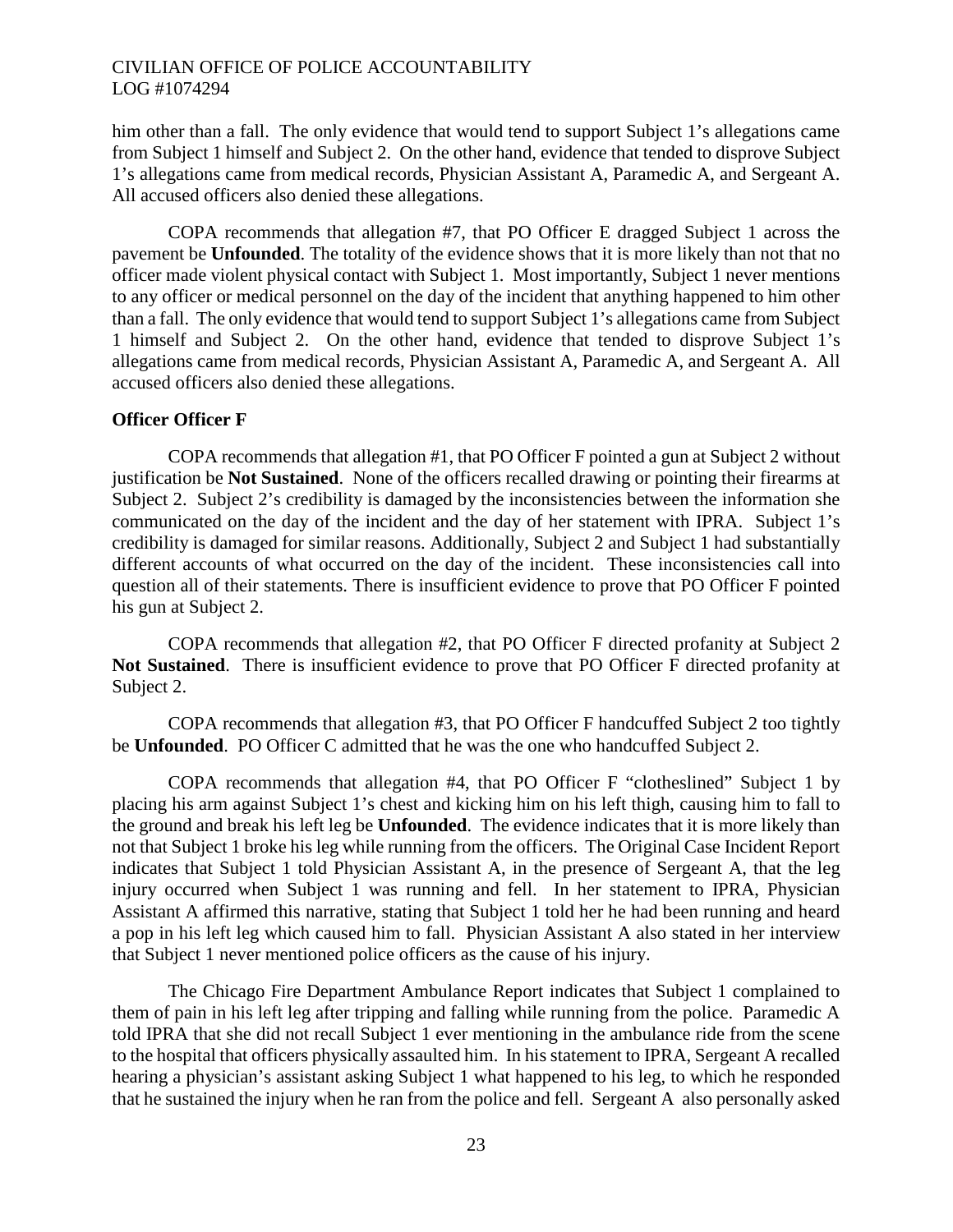him other than a fall. The only evidence that would tend to support Subject 1's allegations came from Subject 1 himself and Subject 2. On the other hand, evidence that tended to disprove Subject 1's allegations came from medical records, Physician Assistant A, Paramedic A, and Sergeant A. All accused officers also denied these allegations.

COPA recommends that allegation #7, that PO Officer E dragged Subject 1 across the pavement be **Unfounded**. The totality of the evidence shows that it is more likely than not that no officer made violent physical contact with Subject 1. Most importantly, Subject 1 never mentions to any officer or medical personnel on the day of the incident that anything happened to him other than a fall. The only evidence that would tend to support Subject 1's allegations came from Subject 1 himself and Subject 2. On the other hand, evidence that tended to disprove Subject 1's allegations came from medical records, Physician Assistant A, Paramedic A, and Sergeant A. All accused officers also denied these allegations.

**Officer Officer F**

COPA recommends that allegation #1, that PO Officer F pointed a gun at Subject 2 without justification be **Not Sustained**. None of the officers recalled drawing or pointing their firearms at Subject 2. Subject 2's credibility is damaged by the inconsistencies between the information she communicated on the day of the incident and the day of her statement with IPRA. Subject 1's credibility is damaged for similar reasons. Additionally, Subject 2 and Subject 1 had substantially different accounts of what occurred on the day of the incident. These inconsistencies call into question all of their statements. There is insufficient evidence to prove that PO Officer F pointed his gun at Subject 2.

COPA recommends that allegation #2, that PO Officer F directed profanity at Subject 2 **Not Sustained**. There is insufficient evidence to prove that PO Officer F directed profanity at Subject 2.

COPA recommends that allegation #3, that PO Officer F handcuffed Subject 2 too tightly be **Unfounded**. PO Officer C admitted that he was the one who handcuffed Subject 2.

COPA recommends that allegation #4, that PO Officer F "clotheslined" Subject 1 by placing his arm against Subject 1's chest and kicking him on his left thigh, causing him to fall to the ground and break his left leg be **Unfounded**. The evidence indicates that it is more likely than not that Subject 1 broke his leg while running from the officers. The Original Case Incident Report indicates that Subject 1 told Physician Assistant A, in the presence of Sergeant A, that the leg injury occurred when Subject 1 was running and fell. In her statement to IPRA, Physician Assistant A affirmed this narrative, stating that Subject 1 told her he had been running and heard a pop in his left leg which caused him to fall. Physician Assistant A also stated in her interview that Subject 1 never mentioned police officers as the cause of his injury.

The Chicago Fire Department Ambulance Report indicates that Subject 1 complained to them of pain in his left leg after tripping and falling while running from the police. Paramedic A told IPRA that she did not recall Subject 1 ever mentioning in the ambulance ride from the scene to the hospital that officers physically assaulted him. In his statement to IPRA, Sergeant A recalled hearing a physician's assistant asking Subject 1 what happened to his leg, to which he responded that he sustained the injury when he ran from the police and fell. Sergeant A also personally asked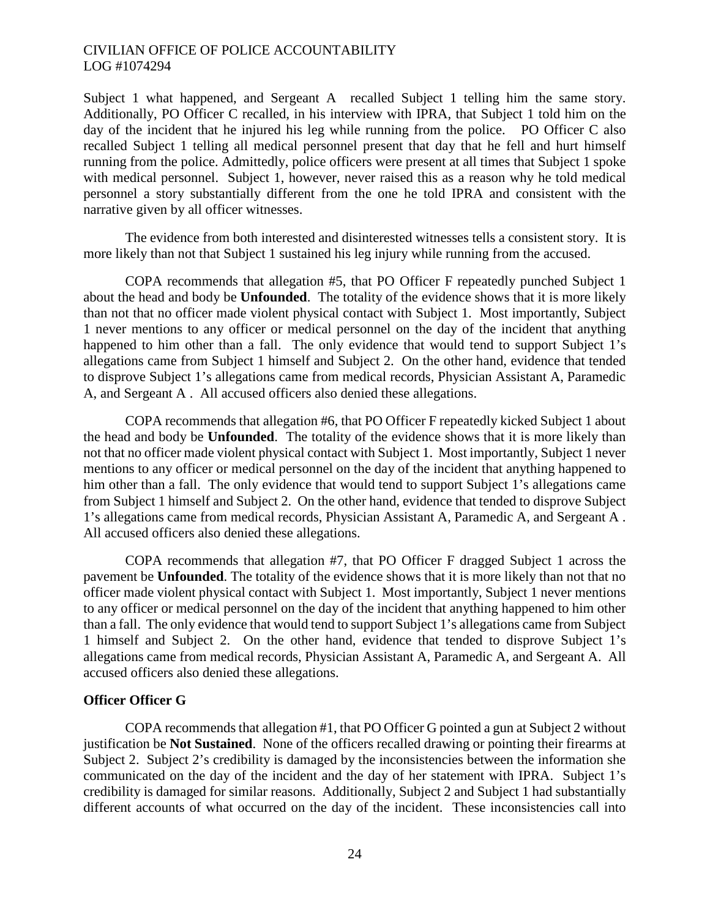Subject 1 what happened, and Sergeant A recalled Subject 1 telling him the same story. Additionally, PO Officer C recalled, in his interview with IPRA, that Subject 1 told him on the day of the incident that he injured his leg while running from the police. PO Officer C also recalled Subject 1 telling all medical personnel present that day that he fell and hurt himself running from the police. Admittedly, police officers were present at all times that Subject 1 spoke with medical personnel. Subject 1, however, never raised this as a reason why he told medical personnel a story substantially different from the one he told IPRA and consistent with the narrative given by all officer witnesses.

The evidence from both interested and disinterested witnesses tells a consistent story. It is more likely than not that Subject 1 sustained his leg injury while running from the accused.

COPA recommends that allegation #5, that PO Officer F repeatedly punched Subject 1 about the head and body be **Unfounded**. The totality of the evidence shows that it is more likely than not that no officer made violent physical contact with Subject 1. Most importantly, Subject 1 never mentions to any officer or medical personnel on the day of the incident that anything happened to him other than a fall. The only evidence that would tend to support Subject 1's allegations came from Subject 1 himself and Subject 2. On the other hand, evidence that tended to disprove Subject 1's allegations came from medical records, Physician Assistant A, Paramedic A, and Sergeant A . All accused officers also denied these allegations.

COPA recommends that allegation #6, that PO Officer F repeatedly kicked Subject 1 about the head and body be **Unfounded**. The totality of the evidence shows that it is more likely than not that no officer made violent physical contact with Subject 1. Most importantly, Subject 1 never mentions to any officer or medical personnel on the day of the incident that anything happened to him other than a fall. The only evidence that would tend to support Subject 1's allegations came from Subject 1 himself and Subject 2. On the other hand, evidence that tended to disprove Subject 1's allegations came from medical records, Physician Assistant A, Paramedic A, and Sergeant A . All accused officers also denied these allegations.

COPA recommends that allegation #7, that PO Officer F dragged Subject 1 across the pavement be **Unfounded**. The totality of the evidence shows that it is more likely than not that no officer made violent physical contact with Subject 1. Most importantly, Subject 1 never mentions to any officer or medical personnel on the day of the incident that anything happened to him other than a fall. The only evidence that would tend to support Subject 1's allegations came from Subject 1 himself and Subject 2. On the other hand, evidence that tended to disprove Subject 1's allegations came from medical records, Physician Assistant A, Paramedic A, and Sergeant A. All accused officers also denied these allegations.

**Officer Officer G**

COPA recommends that allegation #1, that PO Officer G pointed a gun at Subject 2 without justification be **Not Sustained**. None of the officers recalled drawing or pointing their firearms at Subject 2. Subject 2's credibility is damaged by the inconsistencies between the information she communicated on the day of the incident and the day of her statement with IPRA. Subject 1's credibility is damaged for similar reasons. Additionally, Subject 2 and Subject 1 had substantially different accounts of what occurred on the day of the incident. These inconsistencies call into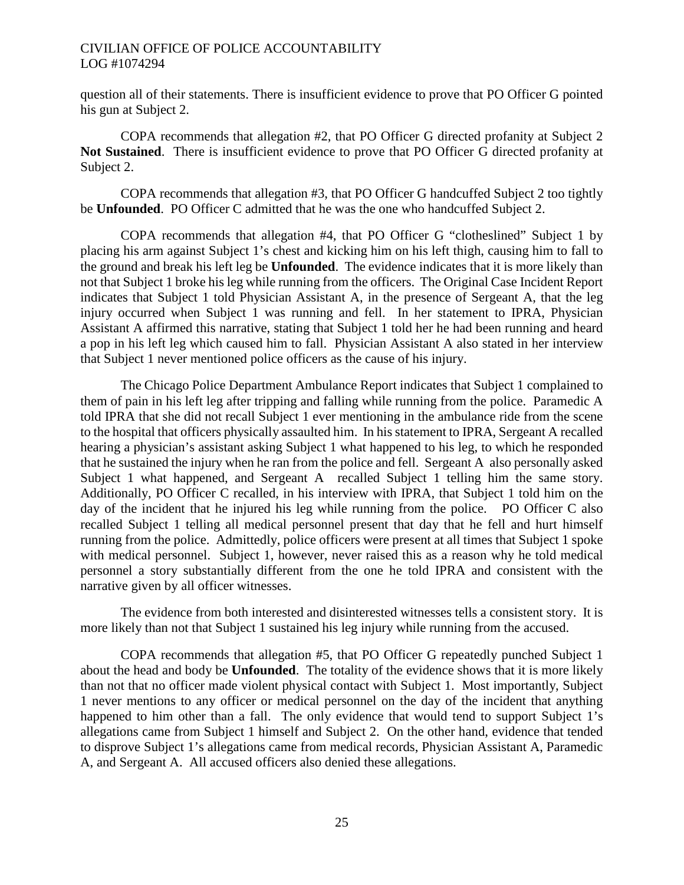question all of their statements. There is insufficient evidence to prove that PO Officer G pointed his gun at Subject 2.

COPA recommends that allegation #2, that PO Officer G directed profanity at Subject 2 **Not Sustained**. There is insufficient evidence to prove that PO Officer G directed profanity at Subject 2.

COPA recommends that allegation #3, that PO Officer G handcuffed Subject 2 too tightly be **Unfounded**. PO Officer C admitted that he was the one who handcuffed Subject 2.

COPA recommends that allegation #4, that PO Officer G "clotheslined" Subject 1 by placing his arm against Subject 1's chest and kicking him on his left thigh, causing him to fall to the ground and break his left leg be **Unfounded**. The evidence indicates that it is more likely than not that Subject 1 broke his leg while running from the officers. The Original Case Incident Report indicates that Subject 1 told Physician Assistant A, in the presence of Sergeant A, that the leg injury occurred when Subject 1 was running and fell. In her statement to IPRA, Physician Assistant A affirmed this narrative, stating that Subject 1 told her he had been running and heard a pop in his left leg which caused him to fall. Physician Assistant A also stated in her interview that Subject 1 never mentioned police officers as the cause of his injury.

The Chicago Police Department Ambulance Report indicates that Subject 1 complained to them of pain in his left leg after tripping and falling while running from the police. Paramedic A told IPRA that she did not recall Subject 1 ever mentioning in the ambulance ride from the scene to the hospital that officers physically assaulted him. In his statement to IPRA, Sergeant A recalled hearing a physician's assistant asking Subject 1 what happened to his leg, to which he responded that he sustained the injury when he ran from the police and fell. Sergeant A also personally asked Subject 1 what happened, and Sergeant A recalled Subject 1 telling him the same story. Additionally, PO Officer C recalled, in his interview with IPRA, that Subject 1 told him on the day of the incident that he injured his leg while running from the police. PO Officer C also recalled Subject 1 telling all medical personnel present that day that he fell and hurt himself running from the police. Admittedly, police officers were present at all times that Subject 1 spoke with medical personnel. Subject 1, however, never raised this as a reason why he told medical personnel a story substantially different from the one he told IPRA and consistent with the narrative given by all officer witnesses.

The evidence from both interested and disinterested witnesses tells a consistent story. It is more likely than not that Subject 1 sustained his leg injury while running from the accused.

COPA recommends that allegation #5, that PO Officer G repeatedly punched Subject 1 about the head and body be **Unfounded**. The totality of the evidence shows that it is more likely than not that no officer made violent physical contact with Subject 1. Most importantly, Subject 1 never mentions to any officer or medical personnel on the day of the incident that anything happened to him other than a fall. The only evidence that would tend to support Subject 1's allegations came from Subject 1 himself and Subject 2. On the other hand, evidence that tended to disprove Subject 1's allegations came from medical records, Physician Assistant A, Paramedic A, and Sergeant A. All accused officers also denied these allegations.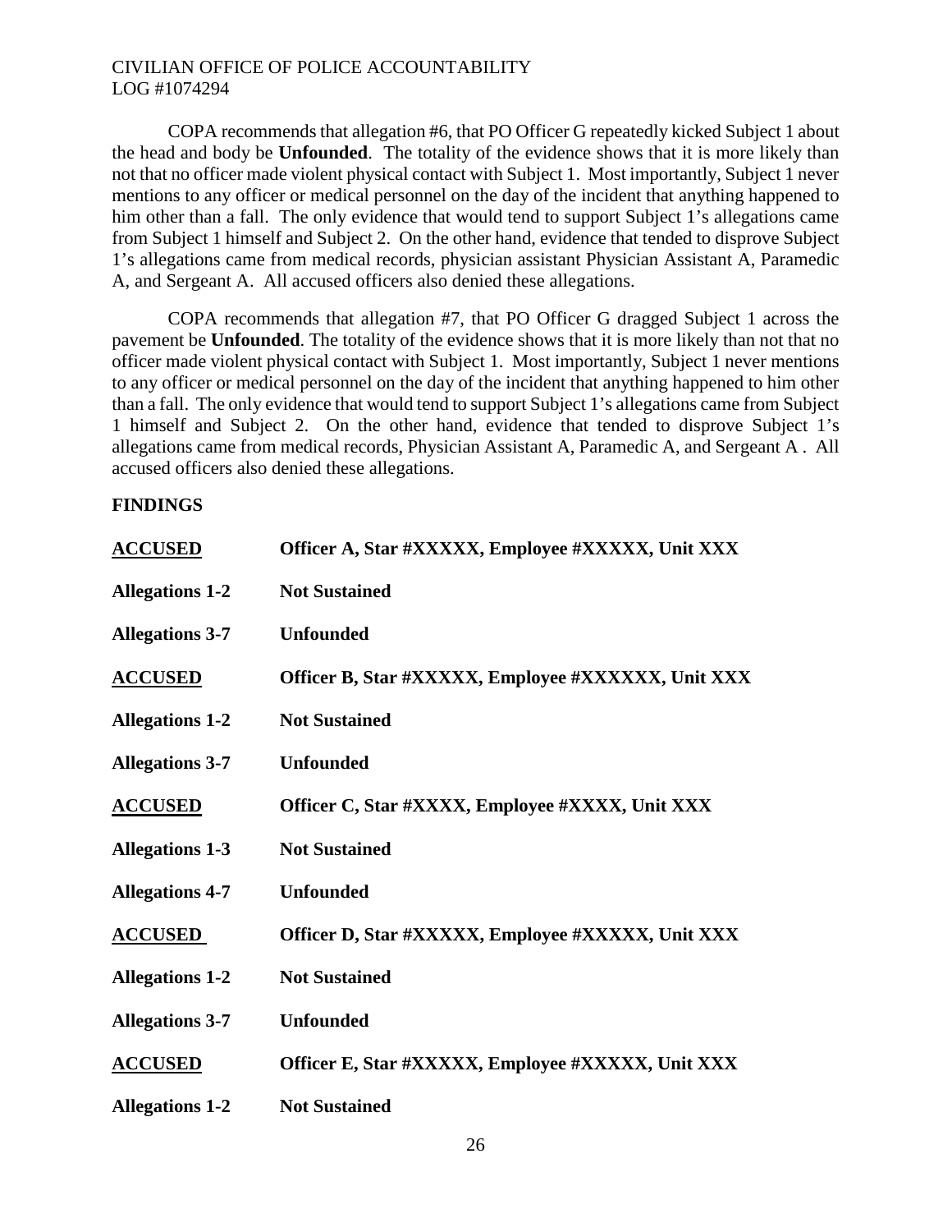COPA recommends that allegation #6, that PO Officer G repeatedly kicked Subject 1 about the head and body be **Unfounded**. The totality of the evidence shows that it is more likely than not that no officer made violent physical contact with Subject 1. Most importantly, Subject 1 never mentions to any officer or medical personnel on the day of the incident that anything happened to him other than a fall. The only evidence that would tend to support Subject 1's allegations came from Subject 1 himself and Subject 2. On the other hand, evidence that tended to disprove Subject 1's allegations came from medical records, physician assistant Physician Assistant A, Paramedic A, and Sergeant A. All accused officers also denied these allegations.

COPA recommends that allegation #7, that PO Officer G dragged Subject 1 across the pavement be **Unfounded**. The totality of the evidence shows that it is more likely than not that no officer made violent physical contact with Subject 1. Most importantly, Subject 1 never mentions to any officer or medical personnel on the day of the incident that anything happened to him other than a fall. The only evidence that would tend to support Subject 1's allegations came from Subject 1 himself and Subject 2. On the other hand, evidence that tended to disprove Subject 1's allegations came from medical records, Physician Assistant A, Paramedic A, and Sergeant A . All accused officers also denied these allegations.

## FINDINGS

**ACCUSED** **Officer A, Star #XXXXX, Employee #XXXXX, Unit XXX**

**Allegations 1-2** **Not Sustained**

**Allegations 3-7** **Unfounded**

**ACCUSED** **Officer B, Star #XXXXX, Employee #XXXXXX, Unit XXX**

**Allegations 1-2** **Not Sustained**

**Allegations 3-7** **Unfounded**

**ACCUSED** **Officer C, Star #XXXX, Employee #XXXX, Unit XXX**

**Allegations 1-3** **Not Sustained**

**Allegations 4-7** **Unfounded**

**ACCUSED** **Officer D, Star #XXXXX, Employee #XXXXX, Unit XXX**

**Allegations 1-2** **Not Sustained**

**Allegations 3-7** **Unfounded**

**ACCUSED** **Officer E, Star #XXXXX, Employee #XXXXX, Unit XXX**

**Allegations 1-2** **Not Sustained**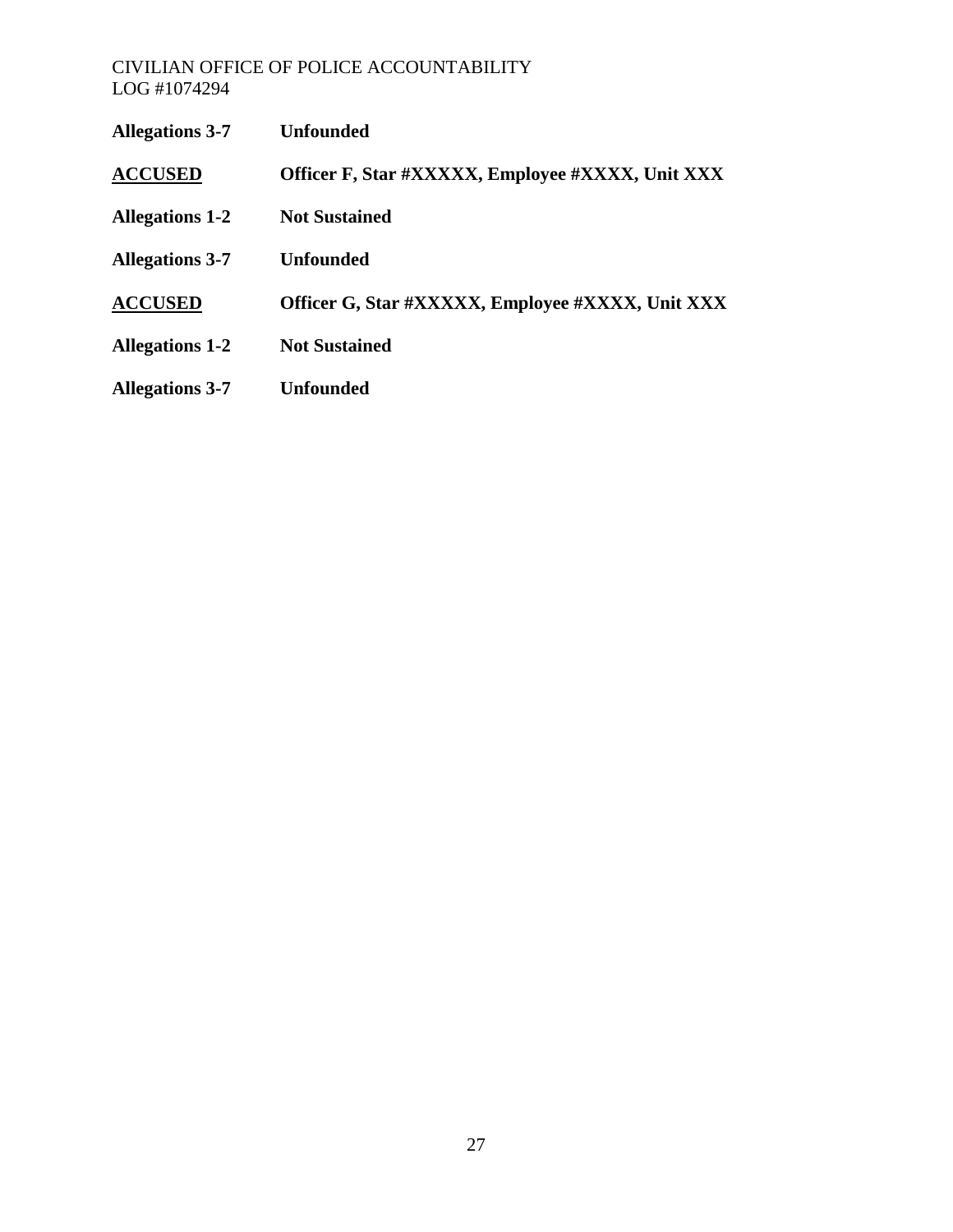**Allegations 3-7** **Unfounded**

**<u>ACCUSED</u>** **Officer F, Star #XXXXX, Employee #XXXX, Unit XXX**

**Allegations 1-2** **Not Sustained**

**Allegations 3-7** **Unfounded**

**<u>ACCUSED</u>** **Officer G, Star #XXXXX, Employee #XXXX, Unit XXX**

**Allegations 1-2** **Not Sustained**

**Allegations 3-7** **Unfounded**